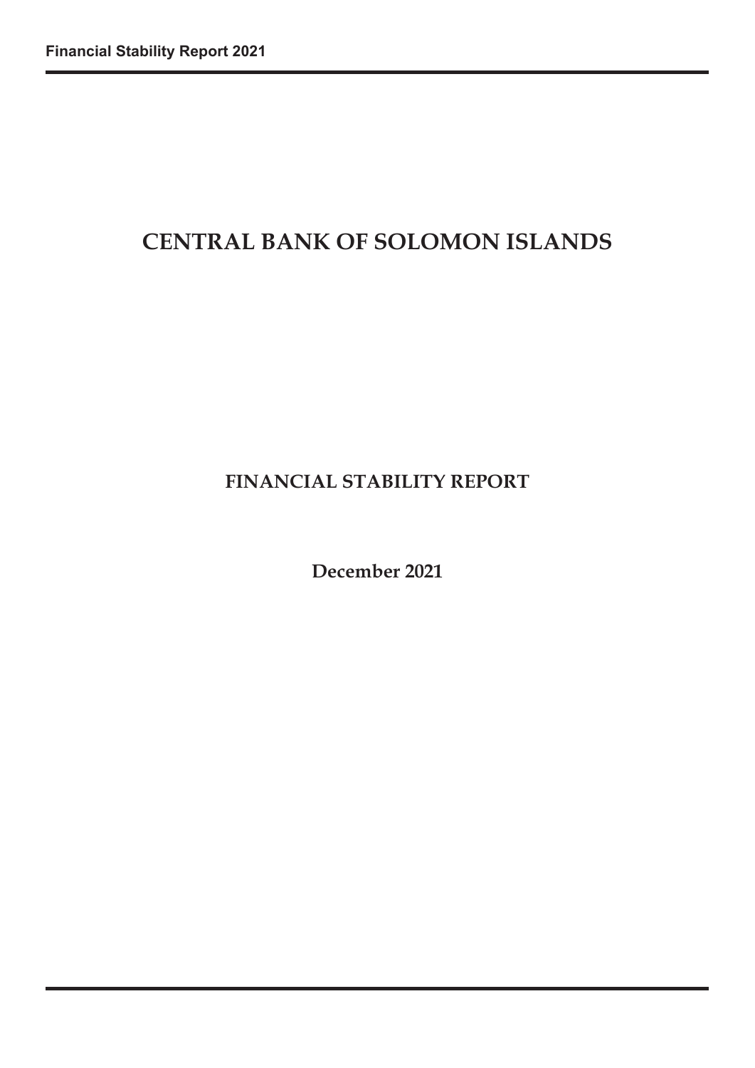# CENTRAL BANK OF SOLOMON ISLANDS

## FINANCIAL STABILITY REPORT

**December 2021**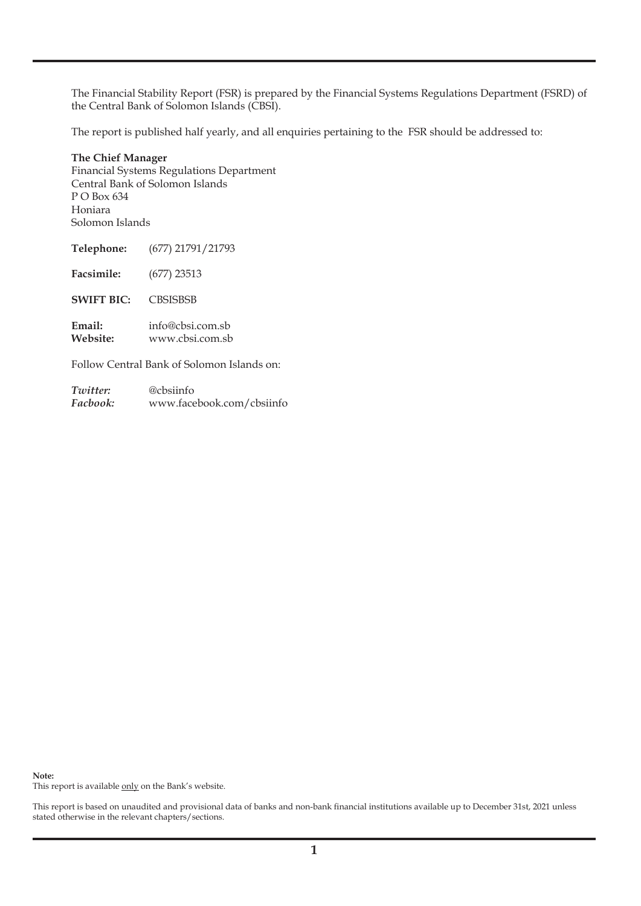The Financial Stability Report (FSR) is prepared by the Financial Systems Regulations Department (FSRD) of the Central Bank of Solomon Islands (CBSI).

The report is published half yearly, and all enquiries pertaining to the FSR should be addressed to:

**The Chief Manager**
Financial Systems Regulations Department
Central Bank of Solomon Islands
P O Box 634
Honiara
Solomon Islands

**Telephone:** (677) 21791/21793

**Facsimile:** (677) 23513

**SWIFT BIC:** CBSISBSB

**Email:** info@cbsi.com.sb
**Website:** www.cbsi.com.sb

Follow Central Bank of Solomon Islands on:

*Twitter:* @cbsiinfo
*Facbook:* www.facebook.com/cbsiinfo

**Note:**
This report is available only on the Bank's website.

This report is based on unaudited and provisional data of banks and non-bank financial institutions available up to December 31st, 2021 unless stated otherwise in the relevant chapters/sections.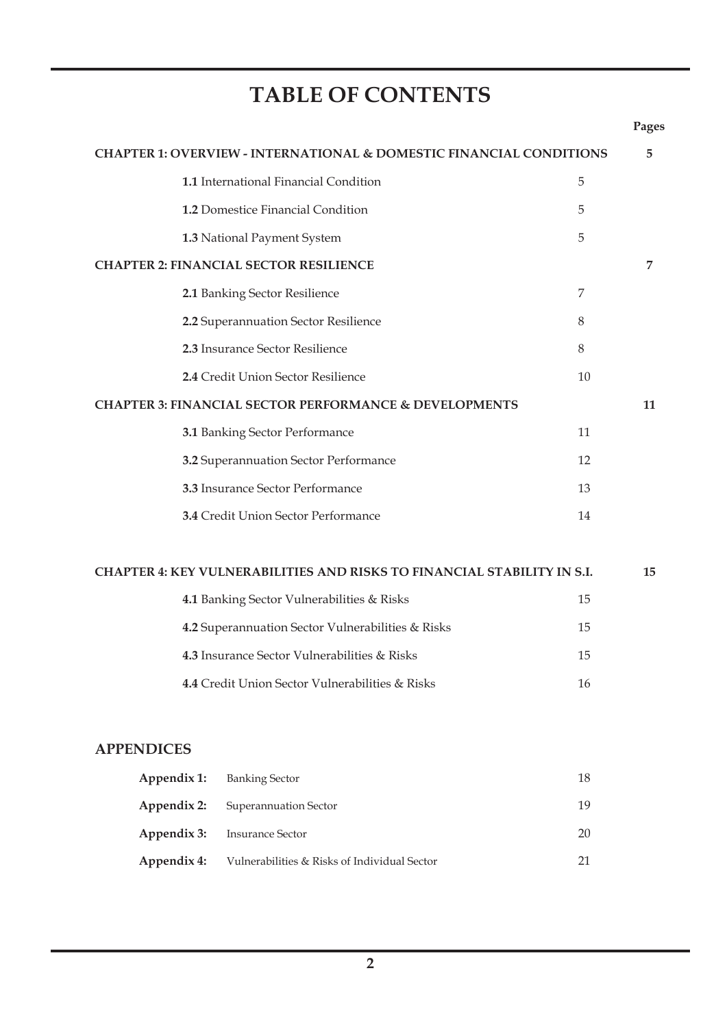# TABLE OF CONTENTS

| | | Pages |
|---|---|---|
| **CHAPTER 1: OVERVIEW - INTERNATIONAL & DOMESTIC FINANCIAL CONDITIONS** | | **5** |
| **1.1** International Financial Condition | 5 | |
| **1.2** Domestice Financial Condition | 5 | |
| **1.3** National Payment System | 5 | |
| **CHAPTER 2: FINANCIAL SECTOR RESILIENCE** | | **7** |
| **2.1** Banking Sector Resilience | 7 | |
| **2.2** Superannuation Sector Resilience | 8 | |
| **2.3** Insurance Sector Resilience | 8 | |
| **2.4** Credit Union Sector Resilience | 10 | |
| **CHAPTER 3: FINANCIAL SECTOR PERFORMANCE & DEVELOPMENTS** | | **11** |
| **3.1** Banking Sector Performance | 11 | |
| **3.2** Superannuation Sector Performance | 12 | |
| **3.3** Insurance Sector Performance | 13 | |
| **3.4** Credit Union Sector Performance | 14 | |
| **CHAPTER 4: KEY VULNERABILITIES AND RISKS TO FINANCIAL STABILITY IN S.I.** | | **15** |
| **4.1** Banking Sector Vulnerabilities & Risks | 15 | |
| **4.2** Superannuation Sector Vulnerabilities & Risks | 15 | |
| **4.3** Insurance Sector Vulnerabilities & Risks | 15 | |
| **4.4** Credit Union Sector Vulnerabilities & Risks | 16 | |

## APPENDICES

| | | |
|---|---|---|
| **Appendix 1:** | Banking Sector | 18 |
| **Appendix 2:** | Superannuation Sector | 19 |
| **Appendix 3:** | Insurance Sector | 20 |
| **Appendix 4:** | Vulnerabilities & Risks of Individual Sector | 21 |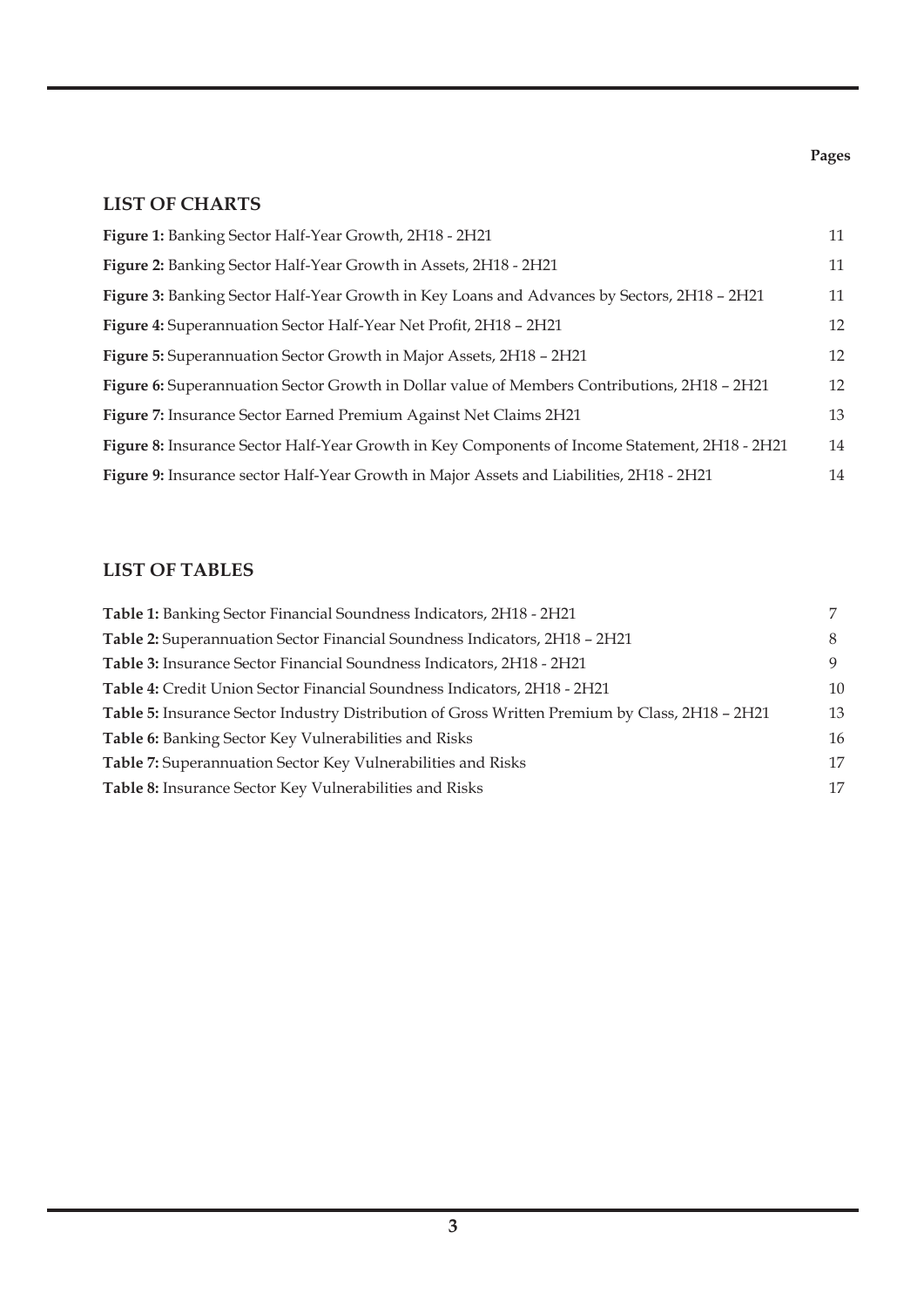| | Pages |
|---|---|
| **LIST OF CHARTS** | |
| **Figure 1:** Banking Sector Half-Year Growth, 2H18 - 2H21 | 11 |
| **Figure 2:** Banking Sector Half-Year Growth in Assets, 2H18 - 2H21 | 11 |
| **Figure 3:** Banking Sector Half-Year Growth in Key Loans and Advances by Sectors, 2H18 – 2H21 | 11 |
| **Figure 4:** Superannuation Sector Half-Year Net Profit, 2H18 – 2H21 | 12 |
| **Figure 5:** Superannuation Sector Growth in Major Assets, 2H18 – 2H21 | 12 |
| **Figure 6:** Superannuation Sector Growth in Dollar value of Members Contributions, 2H18 – 2H21 | 12 |
| **Figure 7:** Insurance Sector Earned Premium Against Net Claims 2H21 | 13 |
| **Figure 8:** Insurance Sector Half-Year Growth in Key Components of Income Statement, 2H18 - 2H21 | 14 |
| **Figure 9:** Insurance sector Half-Year Growth in Major Assets and Liabilities, 2H18 - 2H21 | 14 |

## LIST OF TABLES

| | |
|---|---|
| **Table 1:** Banking Sector Financial Soundness Indicators, 2H18 - 2H21 | 7 |
| **Table 2:** Superannuation Sector Financial Soundness Indicators, 2H18 – 2H21 | 8 |
| **Table 3:** Insurance Sector Financial Soundness Indicators, 2H18 - 2H21 | 9 |
| **Table 4:** Credit Union Sector Financial Soundness Indicators, 2H18 - 2H21 | 10 |
| **Table 5:** Insurance Sector Industry Distribution of Gross Written Premium by Class, 2H18 – 2H21 | 13 |
| **Table 6:** Banking Sector Key Vulnerabilities and Risks | 16 |
| **Table 7:** Superannuation Sector Key Vulnerabilities and Risks | 17 |
| **Table 8:** Insurance Sector Key Vulnerabilities and Risks | 17 |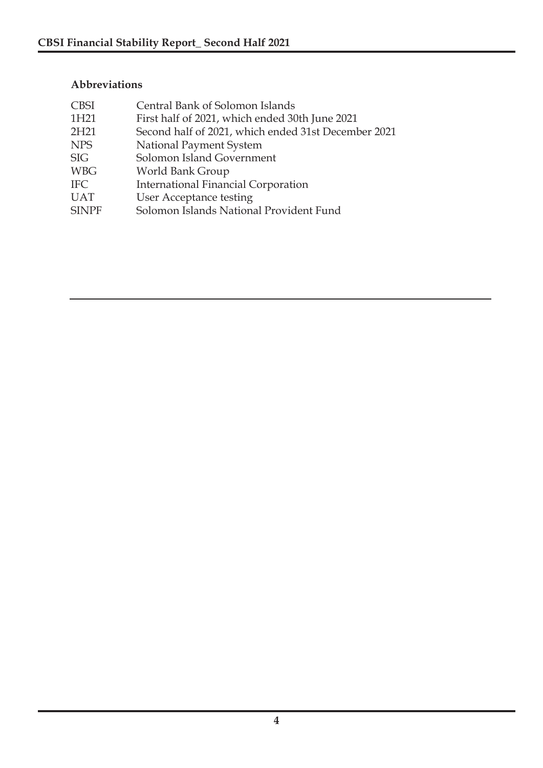## Abbreviations

| | |
|---|---|
| CBSI | Central Bank of Solomon Islands |
| 1H21 | First half of 2021, which ended 30th June 2021 |
| 2H21 | Second half of 2021, which ended 31st December 2021 |
| NPS | National Payment System |
| SIG | Solomon Island Government |
| WBG | World Bank Group |
| IFC | International Financial Corporation |
| UAT | User Acceptance testing |
| SINPF | Solomon Islands National Provident Fund |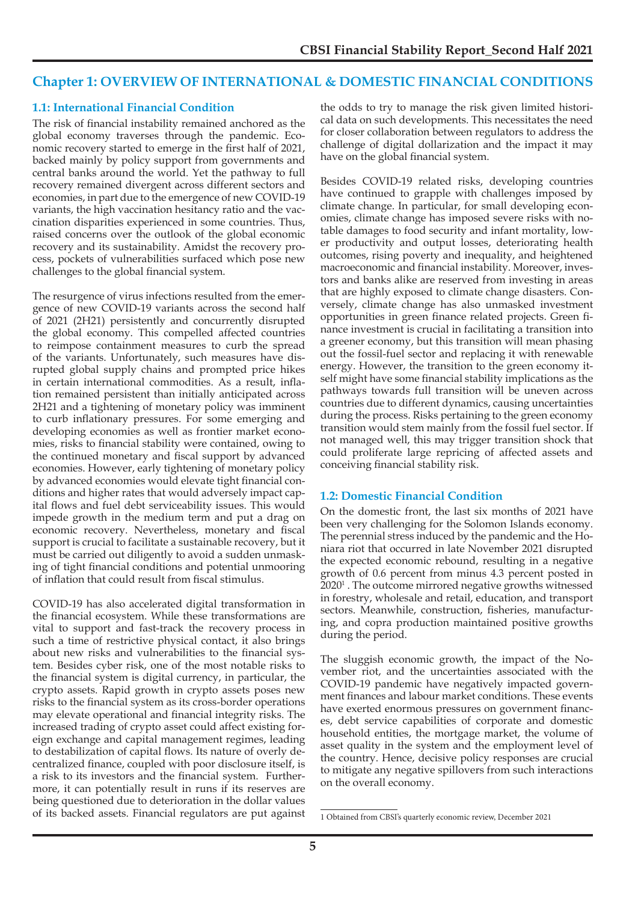# Chapter 1: OVERVIEW OF INTERNATIONAL & DOMESTIC FINANCIAL CONDITIONS

## 1.1: International Financial Condition

The risk of financial instability remained anchored as the global economy traverses through the pandemic. Economic recovery started to emerge in the first half of 2021, backed mainly by policy support from governments and central banks around the world. Yet the pathway to full recovery remained divergent across different sectors and economies, in part due to the emergence of new COVID-19 variants, the high vaccination hesitancy ratio and the vaccination disparities experienced in some countries. Thus, raised concerns over the outlook of the global economic recovery and its sustainability. Amidst the recovery process, pockets of vulnerabilities surfaced which pose new challenges to the global financial system.

The resurgence of virus infections resulted from the emergence of new COVID-19 variants across the second half of 2021 (2H21) persistently and concurrently disrupted the global economy. This compelled affected countries to reimpose containment measures to curb the spread of the variants. Unfortunately, such measures have disrupted global supply chains and prompted price hikes in certain international commodities. As a result, inflation remained persistent than initially anticipated across 2H21 and a tightening of monetary policy was imminent to curb inflationary pressures. For some emerging and developing economies as well as frontier market economies, risks to financial stability were contained, owing to the continued monetary and fiscal support by advanced economies. However, early tightening of monetary policy by advanced economies would elevate tight financial conditions and higher rates that would adversely impact capital flows and fuel debt serviceability issues. This would impede growth in the medium term and put a drag on economic recovery. Nevertheless, monetary and fiscal support is crucial to facilitate a sustainable recovery, but it must be carried out diligently to avoid a sudden unmasking of tight financial conditions and potential unmooring of inflation that could result from fiscal stimulus.

COVID-19 has also accelerated digital transformation in the financial ecosystem. While these transformations are vital to support and fast-track the recovery process in such a time of restrictive physical contact, it also brings about new risks and vulnerabilities to the financial system. Besides cyber risk, one of the most notable risks to the financial system is digital currency, in particular, the crypto assets. Rapid growth in crypto assets poses new risks to the financial system as its cross-border operations may elevate operational and financial integrity risks. The increased trading of crypto asset could affect existing foreign exchange and capital management regimes, leading to destabilization of capital flows. Its nature of overly decentralized finance, coupled with poor disclosure itself, is a risk to its investors and the financial system. Furthermore, it can potentially result in runs if its reserves are being questioned due to deterioration in the dollar values of its backed assets. Financial regulators are put against the odds to try to manage the risk given limited historical data on such developments. This necessitates the need for closer collaboration between regulators to address the challenge of digital dollarization and the impact it may have on the global financial system.

Besides COVID-19 related risks, developing countries have continued to grapple with challenges imposed by climate change. In particular, for small developing economies, climate change has imposed severe risks with notable damages to food security and infant mortality, lower productivity and output losses, deteriorating health outcomes, rising poverty and inequality, and heightened macroeconomic and financial instability. Moreover, investors and banks alike are reserved from investing in areas that are highly exposed to climate change disasters. Conversely, climate change has also unmasked investment opportunities in green finance related projects. Green finance investment is crucial in facilitating a transition into a greener economy, but this transition will mean phasing out the fossil-fuel sector and replacing it with renewable energy. However, the transition to the green economy itself might have some financial stability implications as the pathways towards full transition will be uneven across countries due to different dynamics, causing uncertainties during the process. Risks pertaining to the green economy transition would stem mainly from the fossil fuel sector. If not managed well, this may trigger transition shock that could proliferate large repricing of affected assets and conceiving financial stability risk.

## 1.2: Domestic Financial Condition

On the domestic front, the last six months of 2021 have been very challenging for the Solomon Islands economy. The perennial stress induced by the pandemic and the Honiara riot that occurred in late November 2021 disrupted the expected economic rebound, resulting in a negative growth of 0.6 percent from minus 4.3 percent posted in 2020[1] . The outcome mirrored negative growths witnessed in forestry, wholesale and retail, education, and transport sectors. Meanwhile, construction, fisheries, manufacturing, and copra production maintained positive growths during the period.

The sluggish economic growth, the impact of the November riot, and the uncertainties associated with the COVID-19 pandemic have negatively impacted government finances and labour market conditions. These events have exerted enormous pressures on government finances, debt service capabilities of corporate and domestic household entities, the mortgage market, the volume of asset quality in the system and the employment level of the country. Hence, decisive policy responses are crucial to mitigate any negative spillovers from such interactions on the overall economy.

---

[1] Obtained from CBSI's quarterly economic review, December 2021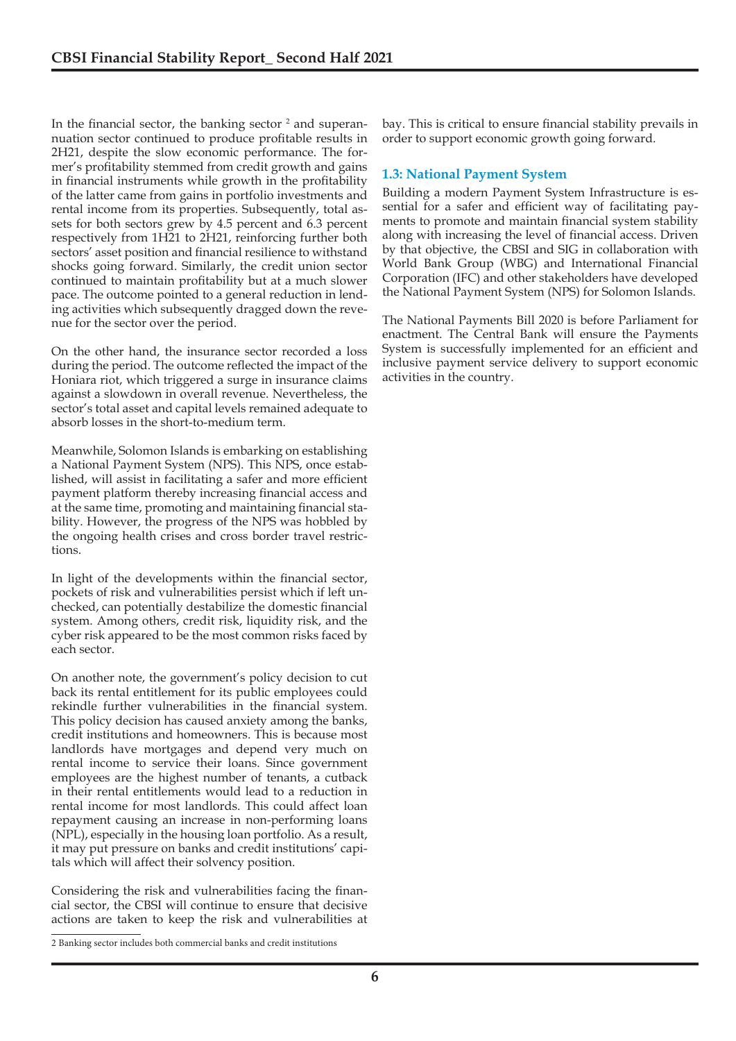In the financial sector, the banking sector [2] and superannuation sector continued to produce profitable results in 2H21, despite the slow economic performance. The former's profitability stemmed from credit growth and gains in financial instruments while growth in the profitability of the latter came from gains in portfolio investments and rental income from its properties. Subsequently, total assets for both sectors grew by 4.5 percent and 6.3 percent respectively from 1H21 to 2H21, reinforcing further both sectors' asset position and financial resilience to withstand shocks going forward. Similarly, the credit union sector continued to maintain profitability but at a much slower pace. The outcome pointed to a general reduction in lending activities which subsequently dragged down the revenue for the sector over the period.

On the other hand, the insurance sector recorded a loss during the period. The outcome reflected the impact of the Honiara riot, which triggered a surge in insurance claims against a slowdown in overall revenue. Nevertheless, the sector's total asset and capital levels remained adequate to absorb losses in the short-to-medium term.

Meanwhile, Solomon Islands is embarking on establishing a National Payment System (NPS). This NPS, once established, will assist in facilitating a safer and more efficient payment platform thereby increasing financial access and at the same time, promoting and maintaining financial stability. However, the progress of the NPS was hobbled by the ongoing health crises and cross border travel restrictions.

In light of the developments within the financial sector, pockets of risk and vulnerabilities persist which if left unchecked, can potentially destabilize the domestic financial system. Among others, credit risk, liquidity risk, and the cyber risk appeared to be the most common risks faced by each sector.

On another note, the government's policy decision to cut back its rental entitlement for its public employees could rekindle further vulnerabilities in the financial system. This policy decision has caused anxiety among the banks, credit institutions and homeowners. This is because most landlords have mortgages and depend very much on rental income to service their loans. Since government employees are the highest number of tenants, a cutback in their rental entitlements would lead to a reduction in rental income for most landlords. This could affect loan repayment causing an increase in non-performing loans (NPL), especially in the housing loan portfolio. As a result, it may put pressure on banks and credit institutions' capitals which will affect their solvency position.

Considering the risk and vulnerabilities facing the financial sector, the CBSI will continue to ensure that decisive actions are taken to keep the risk and vulnerabilities at bay. This is critical to ensure financial stability prevails in order to support economic growth going forward.

### 1.3: National Payment System

Building a modern Payment System Infrastructure is essential for a safer and efficient way of facilitating payments to promote and maintain financial system stability along with increasing the level of financial access. Driven by that objective, the CBSI and SIG in collaboration with World Bank Group (WBG) and International Financial Corporation (IFC) and other stakeholders have developed the National Payment System (NPS) for Solomon Islands.

The National Payments Bill 2020 is before Parliament for enactment. The Central Bank will ensure the Payments System is successfully implemented for an efficient and inclusive payment service delivery to support economic activities in the country.

---

[2] Banking sector includes both commercial banks and credit institutions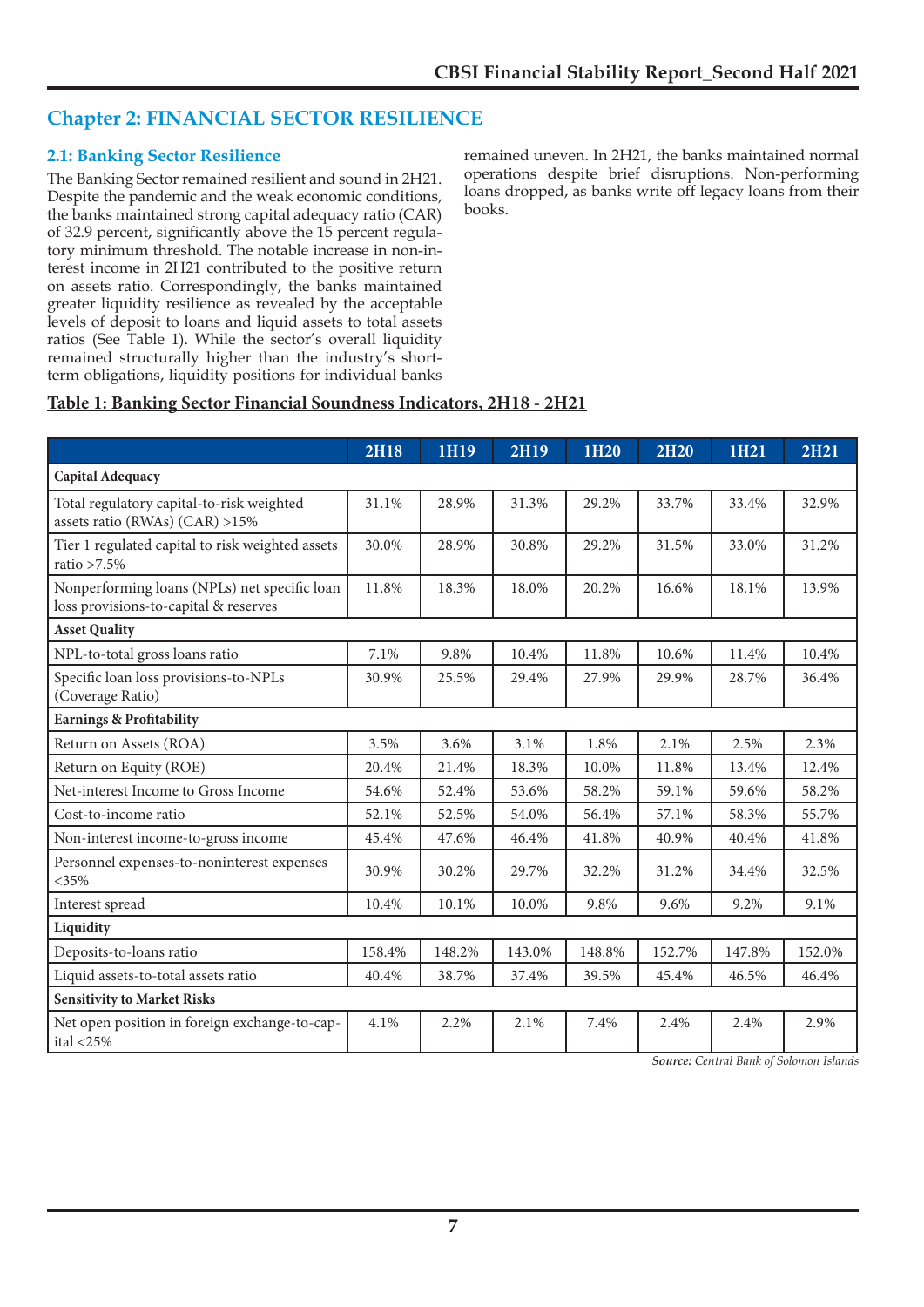# Chapter 2: FINANCIAL SECTOR RESILIENCE

## 2.1: Banking Sector Resilience

The Banking Sector remained resilient and sound in 2H21. Despite the pandemic and the weak economic conditions, the banks maintained strong capital adequacy ratio (CAR) of 32.9 percent, significantly above the 15 percent regulatory minimum threshold. The notable increase in non-interest income in 2H21 contributed to the positive return on assets ratio. Correspondingly, the banks maintained greater liquidity resilience as revealed by the acceptable levels of deposit to loans and liquid assets to total assets ratios (See Table 1). While the sector's overall liquidity remained structurally higher than the industry's short-term obligations, liquidity positions for individual banks remained uneven. In 2H21, the banks maintained normal operations despite brief disruptions. Non-performing loans dropped, as banks write off legacy loans from their books.

**Table 1: Banking Sector Financial Soundness Indicators, 2H18 - 2H21**

| | 2H18 | 1H19 | 2H19 | 1H20 | 2H20 | 1H21 | 2H21 |
|---|---|---|---|---|---|---|---|
| **Capital Adequacy** | | | | | | | |
| Total regulatory capital-to-risk weighted assets ratio (RWAs) (CAR) >15% | 31.1% | 28.9% | 31.3% | 29.2% | 33.7% | 33.4% | 32.9% |
| Tier 1 regulated capital to risk weighted assets ratio >7.5% | 30.0% | 28.9% | 30.8% | 29.2% | 31.5% | 33.0% | 31.2% |
| Nonperforming loans (NPLs) net specific loan loss provisions-to-capital & reserves | 11.8% | 18.3% | 18.0% | 20.2% | 16.6% | 18.1% | 13.9% |
| **Asset Quality** | | | | | | | |
| NPL-to-total gross loans ratio | 7.1% | 9.8% | 10.4% | 11.8% | 10.6% | 11.4% | 10.4% |
| Specific loan loss provisions-to-NPLs (Coverage Ratio) | 30.9% | 25.5% | 29.4% | 27.9% | 29.9% | 28.7% | 36.4% |
| **Earnings & Profitability** | | | | | | | |
| Return on Assets (ROA) | 3.5% | 3.6% | 3.1% | 1.8% | 2.1% | 2.5% | 2.3% |
| Return on Equity (ROE) | 20.4% | 21.4% | 18.3% | 10.0% | 11.8% | 13.4% | 12.4% |
| Net-interest Income to Gross Income | 54.6% | 52.4% | 53.6% | 58.2% | 59.1% | 59.6% | 58.2% |
| Cost-to-income ratio | 52.1% | 52.5% | 54.0% | 56.4% | 57.1% | 58.3% | 55.7% |
| Non-interest income-to-gross income | 45.4% | 47.6% | 46.4% | 41.8% | 40.9% | 40.4% | 41.8% |
| Personnel expenses-to-noninterest expenses <35% | 30.9% | 30.2% | 29.7% | 32.2% | 31.2% | 34.4% | 32.5% |
| Interest spread | 10.4% | 10.1% | 10.0% | 9.8% | 9.6% | 9.2% | 9.1% |
| **Liquidity** | | | | | | | |
| Deposits-to-loans ratio | 158.4% | 148.2% | 143.0% | 148.8% | 152.7% | 147.8% | 152.0% |
| Liquid assets-to-total assets ratio | 40.4% | 38.7% | 37.4% | 39.5% | 45.4% | 46.5% | 46.4% |
| **Sensitivity to Market Risks** | | | | | | | |
| Net open position in foreign exchange-to-capital <25% | 4.1% | 2.2% | 2.1% | 7.4% | 2.4% | 2.4% | 2.9% |

***Source:*** *Central Bank of Solomon Islands*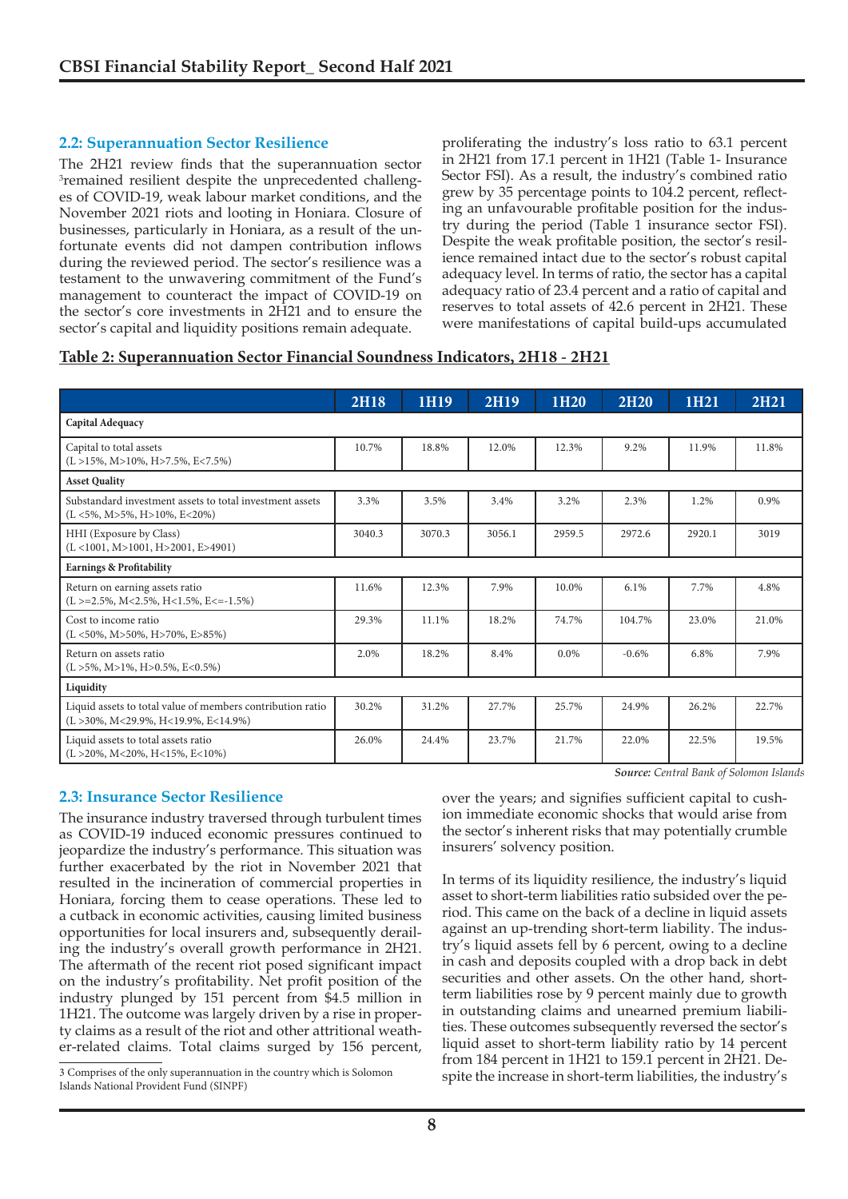## 2.2: Superannuation Sector Resilience

The 2H21 review finds that the superannuation sector[3] remained resilient despite the unprecedented challenges of COVID-19, weak labour market conditions, and the November 2021 riots and looting in Honiara. Closure of businesses, particularly in Honiara, as a result of the unfortunate events did not dampen contribution inflows during the reviewed period. The sector's resilience was a testament to the unwavering commitment of the Fund's management to counteract the impact of COVID-19 on the sector's core investments in 2H21 and to ensure the sector's capital and liquidity positions remain adequate.

**Table 2: Superannuation Sector Financial Soundness Indicators, 2H18 - 2H21**

| | 2H18 | 1H19 | 2H19 | 1H20 | 2H20 | 1H21 | 2H21 |
|---|---|---|---|---|---|---|---|
| **Capital Adequacy** | | | | | | | |
| Capital to total assets (L >15%, M>10%, H>7.5%, E<7.5%) | 10.7% | 18.8% | 12.0% | 12.3% | 9.2% | 11.9% | 11.8% |
| **Asset Quality** | | | | | | | |
| Substandard investment assets to total investment assets (L <5%, M>5%, H>10%, E<20%) | 3.3% | 3.5% | 3.4% | 3.2% | 2.3% | 1.2% | 0.9% |
| HHI (Exposure by Class) (L <1001, M>1001, H>2001, E>4901) | 3040.3 | 3070.3 | 3056.1 | 2959.5 | 2972.6 | 2920.1 | 3019 |
| **Earnings & Profitability** | | | | | | | |
| Return on earning assets ratio (L >=2.5%, M<2.5%, H<1.5%, E<=-1.5%) | 11.6% | 12.3% | 7.9% | 10.0% | 6.1% | 7.7% | 4.8% |
| Cost to income ratio (L <50%, M>50%, H>70%, E>85%) | 29.3% | 11.1% | 18.2% | 74.7% | 104.7% | 23.0% | 21.0% |
| Return on assets ratio (L >5%, M>1%, H>0.5%, E<0.5%) | 2.0% | 18.2% | 8.4% | 0.0% | -0.6% | 6.8% | 7.9% |
| **Liquidity** | | | | | | | |
| Liquid assets to total value of members contribution ratio (L >30%, M<29.9%, H<19.9%, E<14.9%) | 30.2% | 31.2% | 27.7% | 25.7% | 24.9% | 26.2% | 22.7% |
| Liquid assets to total assets ratio (L >20%, M<20%, H<15%, E<10%) | 26.0% | 24.4% | 23.7% | 21.7% | 22.0% | 22.5% | 19.5% |

*Source: Central Bank of Solomon Islands*

## 2.3: Insurance Sector Resilience

The insurance industry traversed through turbulent times as COVID-19 induced economic pressures continued to jeopardize the industry's performance. This situation was further exacerbated by the riot in November 2021 that resulted in the incineration of commercial properties in Honiara, forcing them to cease operations. These led to a cutback in economic activities, causing limited business opportunities for local insurers and, subsequently derailing the industry's overall growth performance in 2H21. The aftermath of the recent riot posed significant impact on the industry's profitability. Net profit position of the industry plunged by 151 percent from $4.5 million in 1H21. The outcome was largely driven by a rise in property claims as a result of the riot and other attritional weather-related claims. Total claims surged by 156 percent, proliferating the industry's loss ratio to 63.1 percent in 2H21 from 17.1 percent in 1H21 (Table 1- Insurance Sector FSI). As a result, the industry's combined ratio grew by 35 percentage points to 104.2 percent, reflecting an unfavourable profitable position for the industry during the period (Table 1 insurance sector FSI). Despite the weak profitable position, the sector's resilience remained intact due to the sector's robust capital adequacy level. In terms of ratio, the sector has a capital adequacy ratio of 23.4 percent and a ratio of capital and reserves to total assets of 42.6 percent in 2H21. These were manifestations of capital build-ups accumulated over the years; and signifies sufficient capital to cushion immediate economic shocks that would arise from the sector's inherent risks that may potentially crumble insurers' solvency position.

In terms of its liquidity resilience, the industry's liquid asset to short-term liabilities ratio subsided over the period. This came on the back of a decline in liquid assets against an up-trending short-term liability. The industry's liquid assets fell by 6 percent, owing to a decline in cash and deposits coupled with a drop back in debt securities and other assets. On the other hand, short-term liabilities rose by 9 percent mainly due to growth in outstanding claims and unearned premium liabilities. These outcomes subsequently reversed the sector's liquid asset to short-term liability ratio by 14 percent from 184 percent in 1H21 to 159.1 percent in 2H21. Despite the increase in short-term liabilities, the industry's

[3] Comprises of the only superannuation in the country which is Solomon Islands National Provident Fund (SINPF)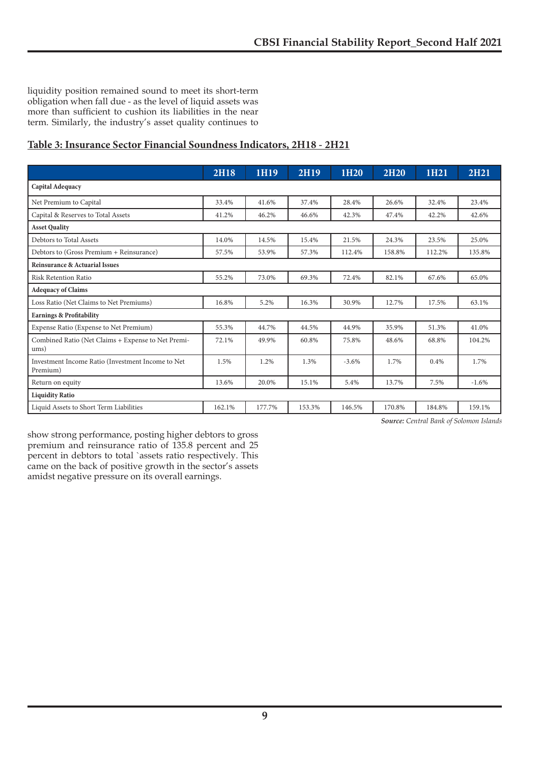liquidity position remained sound to meet its short-term obligation when fall due - as the level of liquid assets was more than sufficient to cushion its liabilities in the near term. Similarly, the industry's asset quality continues to

**Table 3: Insurance Sector Financial Soundness Indicators, 2H18 - 2H21**

| | 2H18 | 1H19 | 2H19 | 1H20 | 2H20 | 1H21 | 2H21 |
|---|---|---|---|---|---|---|---|
| **Capital Adequacy** | | | | | | | |
| Net Premium to Capital | 33.4% | 41.6% | 37.4% | 28.4% | 26.6% | 32.4% | 23.4% |
| Capital & Reserves to Total Assets | 41.2% | 46.2% | 46.6% | 42.3% | 47.4% | 42.2% | 42.6% |
| **Asset Quality** | | | | | | | |
| Debtors to Total Assets | 14.0% | 14.5% | 15.4% | 21.5% | 24.3% | 23.5% | 25.0% |
| Debtors to (Gross Premium + Reinsurance) | 57.5% | 53.9% | 57.3% | 112.4% | 158.8% | 112.2% | 135.8% |
| **Reinsurance & Actuarial Issues** | | | | | | | |
| Risk Retention Ratio | 55.2% | 73.0% | 69.3% | 72.4% | 82.1% | 67.6% | 65.0% |
| **Adequacy of Claims** | | | | | | | |
| Loss Ratio (Net Claims to Net Premiums) | 16.8% | 5.2% | 16.3% | 30.9% | 12.7% | 17.5% | 63.1% |
| **Earnings & Profitability** | | | | | | | |
| Expense Ratio (Expense to Net Premium) | 55.3% | 44.7% | 44.5% | 44.9% | 35.9% | 51.3% | 41.0% |
| Combined Ratio (Net Claims + Expense to Net Premiums) | 72.1% | 49.9% | 60.8% | 75.8% | 48.6% | 68.8% | 104.2% |
| Investment Income Ratio (Investment Income to Net Premium) | 1.5% | 1.2% | 1.3% | -3.6% | 1.7% | 0.4% | 1.7% |
| Return on equity | 13.6% | 20.0% | 15.1% | 5.4% | 13.7% | 7.5% | -1.6% |
| **Liquidity Ratio** | | | | | | | |
| Liquid Assets to Short Term Liabilities | 162.1% | 177.7% | 153.3% | 146.5% | 170.8% | 184.8% | 159.1% |

***Source:*** *Central Bank of Solomon Islands*

show strong performance, posting higher debtors to gross premium and reinsurance ratio of 135.8 percent and 25 percent in debtors to total `assets ratio respectively. This came on the back of positive growth in the sector's assets amidst negative pressure on its overall earnings.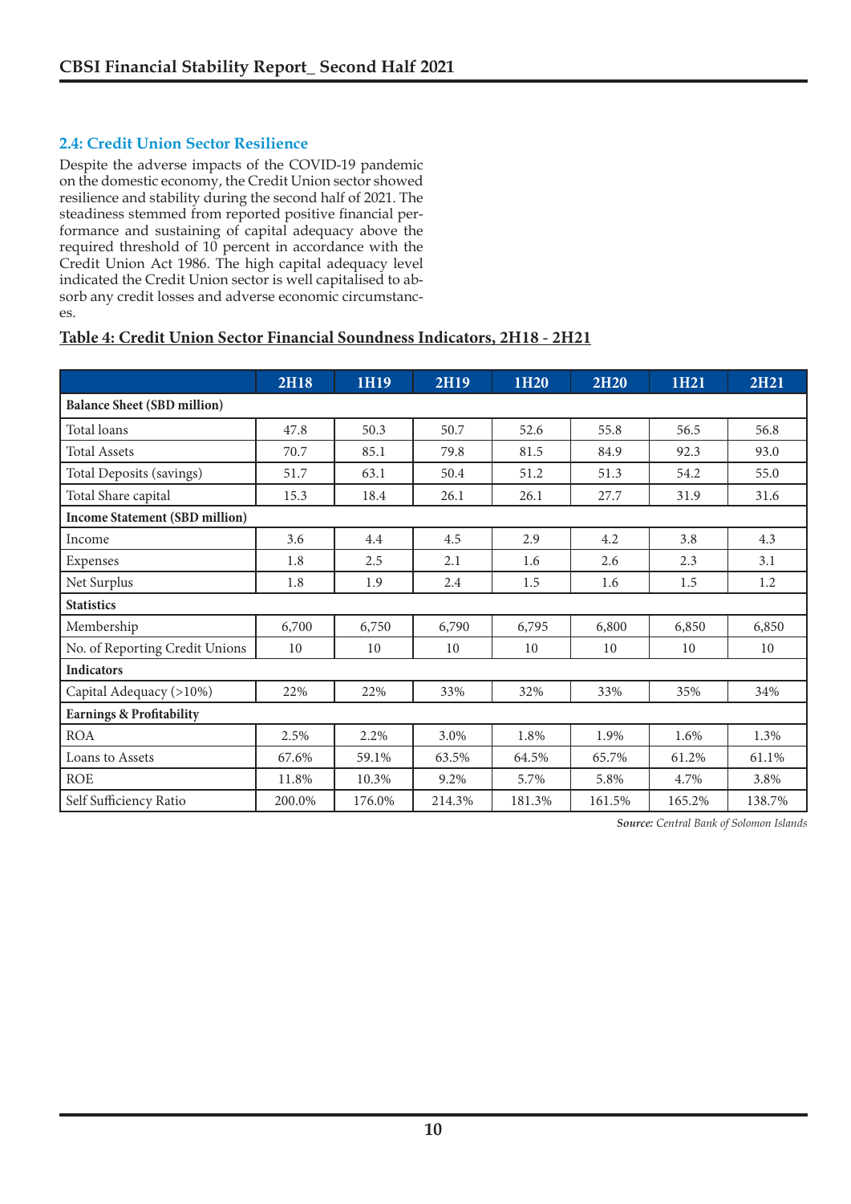## 2.4: Credit Union Sector Resilience

Despite the adverse impacts of the COVID-19 pandemic on the domestic economy, the Credit Union sector showed resilience and stability during the second half of 2021. The steadiness stemmed from reported positive financial performance and sustaining of capital adequacy above the required threshold of 10 percent in accordance with the Credit Union Act 1986. The high capital adequacy level indicated the Credit Union sector is well capitalised to absorb any credit losses and adverse economic circumstances.

**Table 4: Credit Union Sector Financial Soundness Indicators, 2H18 - 2H21**

| | 2H18 | 1H19 | 2H19 | 1H20 | 2H20 | 1H21 | 2H21 |
|---|---|---|---|---|---|---|---|
| **Balance Sheet (SBD million)** | | | | | | | |
| Total loans | 47.8 | 50.3 | 50.7 | 52.6 | 55.8 | 56.5 | 56.8 |
| Total Assets | 70.7 | 85.1 | 79.8 | 81.5 | 84.9 | 92.3 | 93.0 |
| Total Deposits (savings) | 51.7 | 63.1 | 50.4 | 51.2 | 51.3 | 54.2 | 55.0 |
| Total Share capital | 15.3 | 18.4 | 26.1 | 26.1 | 27.7 | 31.9 | 31.6 |
| **Income Statement (SBD million)** | | | | | | | |
| Income | 3.6 | 4.4 | 4.5 | 2.9 | 4.2 | 3.8 | 4.3 |
| Expenses | 1.8 | 2.5 | 2.1 | 1.6 | 2.6 | 2.3 | 3.1 |
| Net Surplus | 1.8 | 1.9 | 2.4 | 1.5 | 1.6 | 1.5 | 1.2 |
| **Statistics** | | | | | | | |
| Membership | 6,700 | 6,750 | 6,790 | 6,795 | 6,800 | 6,850 | 6,850 |
| No. of Reporting Credit Unions | 10 | 10 | 10 | 10 | 10 | 10 | 10 |
| **Indicators** | | | | | | | |
| Capital Adequacy (>10%) | 22% | 22% | 33% | 32% | 33% | 35% | 34% |
| **Earnings & Profitability** | | | | | | | |
| ROA | 2.5% | 2.2% | 3.0% | 1.8% | 1.9% | 1.6% | 1.3% |
| Loans to Assets | 67.6% | 59.1% | 63.5% | 64.5% | 65.7% | 61.2% | 61.1% |
| ROE | 11.8% | 10.3% | 9.2% | 5.7% | 5.8% | 4.7% | 3.8% |
| Self Sufficiency Ratio | 200.0% | 176.0% | 214.3% | 181.3% | 161.5% | 165.2% | 138.7% |

***Source:*** *Central Bank of Solomon Islands*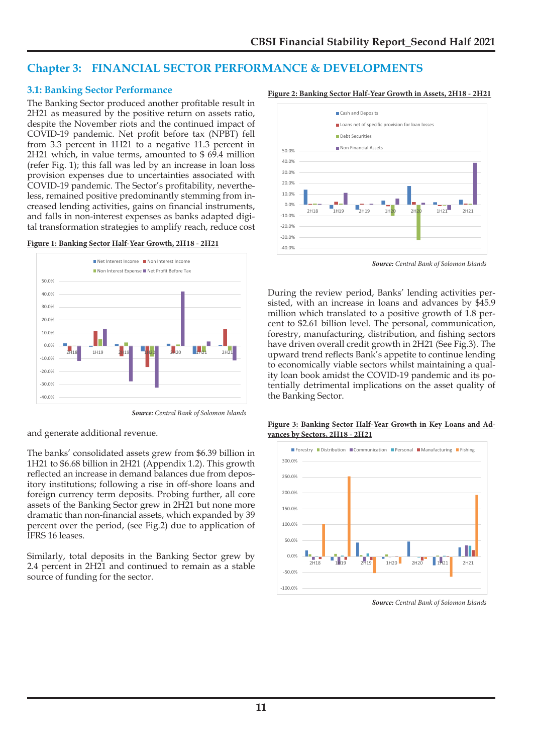# Chapter 3: FINANCIAL SECTOR PERFORMANCE & DEVELOPMENTS

## 3.1: Banking Sector Performance

The Banking Sector produced another profitable result in 2H21 as measured by the positive return on assets ratio, despite the November riots and the continued impact of COVID-19 pandemic. Net profit before tax (NPBT) fell from 3.3 percent in 1H21 to a negative 11.3 percent in 2H21 which, in value terms, amounted to $ 69.4 million (refer Fig. 1); this fall was led by an increase in loan loss provision expenses due to uncertainties associated with COVID-19 pandemic. The Sector's profitability, nevertheless, remained positive predominantly stemming from increased lending activities, gains on financial instruments, and falls in non-interest expenses as banks adapted digital transformation strategies to amplify reach, reduce cost and generate additional revenue.

**Figure 1: Banking Sector Half-Year Growth, 2H18 - 2H21**

***Source:*** *Central Bank of Solomon Islands*

The banks' consolidated assets grew from $6.39 billion in 1H21 to $6.68 billion in 2H21 (Appendix 1.2). This growth reflected an increase in demand balances due from depository institutions; following a rise in off-shore loans and foreign currency term deposits. Probing further, all core assets of the Banking Sector grew in 2H21 but none more dramatic than non-financial assets, which expanded by 39 percent over the period, (see Fig.2) due to application of IFRS 16 leases.

Similarly, total deposits in the Banking Sector grew by 2.4 percent in 2H21 and continued to remain as a stable source of funding for the sector.

**Figure 2: Banking Sector Half-Year Growth in Assets, 2H18 - 2H21**

***Source:*** *Central Bank of Solomon Islands*

During the review period, Banks' lending activities persisted, with an increase in loans and advances by $45.9 million which translated to a positive growth of 1.8 percent to $2.61 billion level. The personal, communication, forestry, manufacturing, distribution, and fishing sectors have driven overall credit growth in 2H21 (See Fig.3). The upward trend reflects Bank's appetite to continue lending to economically viable sectors whilst maintaining a quality loan book amidst the COVID-19 pandemic and its potentially detrimental implications on the asset quality of the Banking Sector.

**Figure 3: Banking Sector Half-Year Growth in Key Loans and Advances by Sectors, 2H18 - 2H21**

***Source:*** *Central Bank of Solomon Islands*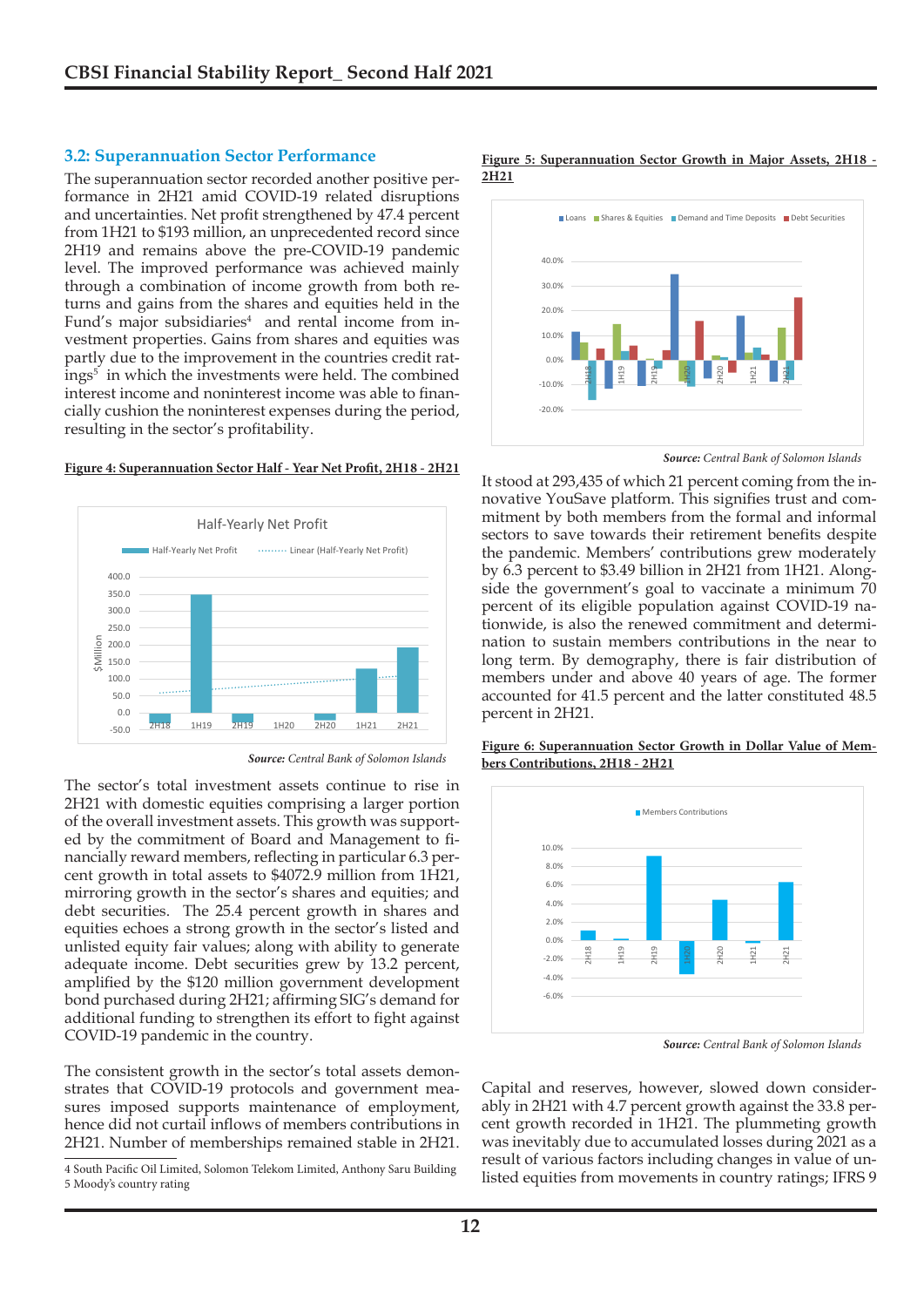## 3.2: Superannuation Sector Performance

The superannuation sector recorded another positive performance in 2H21 amid COVID-19 related disruptions and uncertainties. Net profit strengthened by 47.4 percent from 1H21 to $193 million, an unprecedented record since 2H19 and remains above the pre-COVID-19 pandemic level. The improved performance was achieved mainly through a combination of income growth from both returns and gains from the shares and equities held in the Fund's major subsidiaries[4] and rental income from investment properties. Gains from shares and equities was partly due to the improvement in the countries credit ratings[5] in which the investments were held. The combined interest income and noninterest income was able to financially cushion the noninterest expenses during the period, resulting in the sector's profitability.

**Figure 4: Superannuation Sector Half - Year Net Profit, 2H18 - 2H21**

*Source: Central Bank of Solomon Islands*

The sector's total investment assets continue to rise in 2H21 with domestic equities comprising a larger portion of the overall investment assets. This growth was supported by the commitment of Board and Management to financially reward members, reflecting in particular 6.3 percent growth in total assets to $4072.9 million from 1H21, mirroring growth in the sector's shares and equities; and debt securities. The 25.4 percent growth in shares and equities echoes a strong growth in the sector's listed and unlisted equity fair values; along with ability to generate adequate income. Debt securities grew by 13.2 percent, amplified by the $120 million government development bond purchased during 2H21; affirming SIG's demand for additional funding to strengthen its effort to fight against COVID-19 pandemic in the country.

The consistent growth in the sector's total assets demonstrates that COVID-19 protocols and government measures imposed supports maintenance of employment, hence did not curtail inflows of members contributions in 2H21. Number of memberships remained stable in 2H21.

**Figure 5: Superannuation Sector Growth in Major Assets, 2H18 - 2H21**

*Source: Central Bank of Solomon Islands*

It stood at 293,435 of which 21 percent coming from the innovative YouSave platform. This signifies trust and commitment by both members from the formal and informal sectors to save towards their retirement benefits despite the pandemic. Members' contributions grew moderately by 6.3 percent to $3.49 billion in 2H21 from 1H21. Alongside the government's goal to vaccinate a minimum 70 percent of its eligible population against COVID-19 nationwide, is also the renewed commitment and determination to sustain members contributions in the near to long term. By demography, there is fair distribution of members under and above 40 years of age. The former accounted for 41.5 percent and the latter constituted 48.5 percent in 2H21.

**Figure 6: Superannuation Sector Growth in Dollar Value of Members Contributions, 2H18 - 2H21**

*Source: Central Bank of Solomon Islands*

Capital and reserves, however, slowed down considerably in 2H21 with 4.7 percent growth against the 33.8 percent growth recorded in 1H21. The plummeting growth was inevitably due to accumulated losses during 2021 as a result of various factors including changes in value of unlisted equities from movements in country ratings; IFRS 9

---

4 South Pacific Oil Limited, Solomon Telekom Limited, Anthony Saru Building
5 Moody's country rating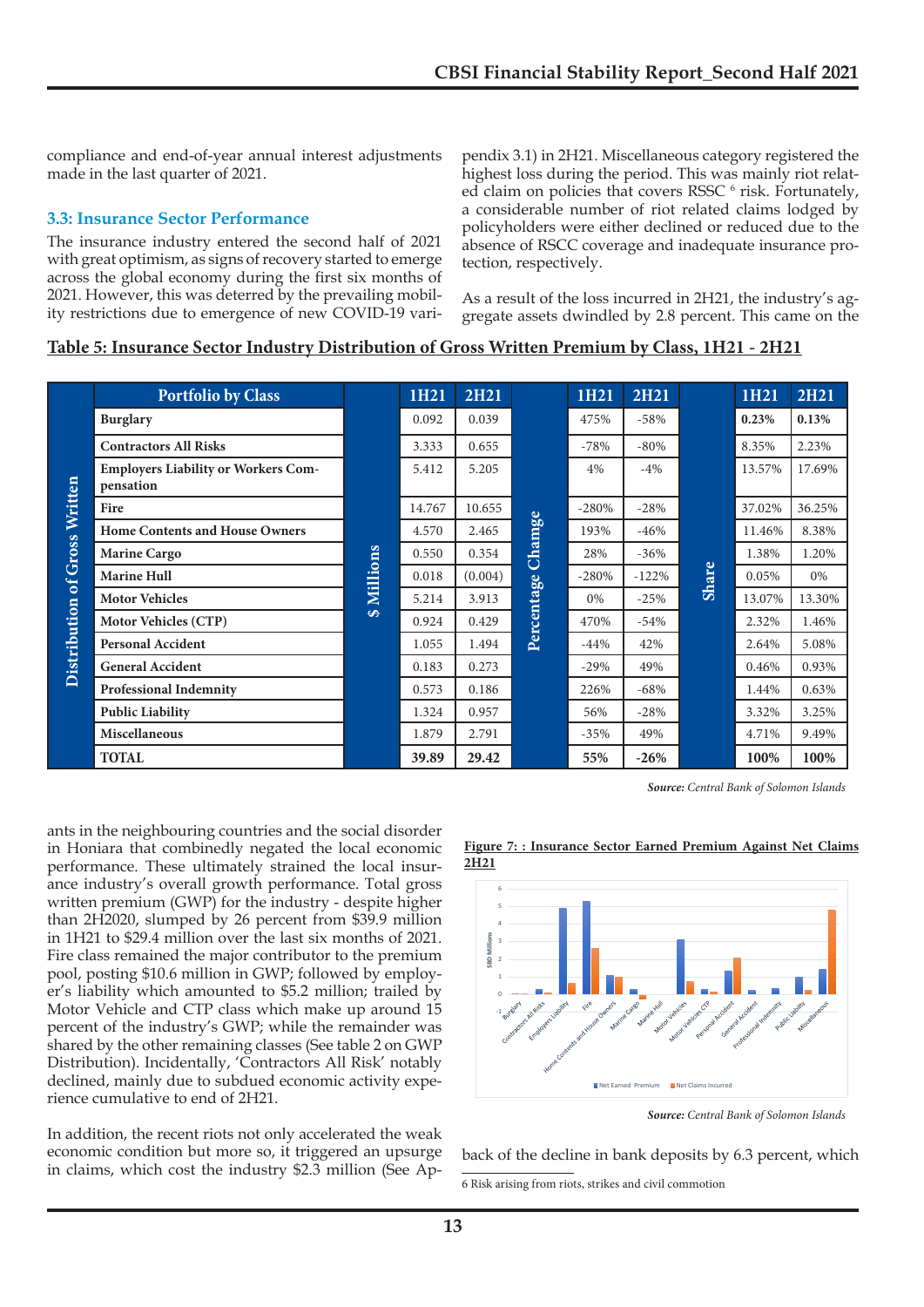compliance and end-of-year annual interest adjustments made in the last quarter of 2021.

### 3.3: Insurance Sector Performance

The insurance industry entered the second half of 2021 with great optimism, as signs of recovery started to emerge across the global economy during the first six months of 2021. However, this was deterred by the prevailing mobility restrictions due to emergence of new COVID-19 variants in the neighbouring countries and the social disorder in Honiara that combinedly negated the local economic performance. These ultimately strained the local insurance industry's overall growth performance. Total gross written premium (GWP) for the industry - despite higher than 2H2020, slumped by 26 percent from $39.9 million in 1H21 to $29.4 million over the last six months of 2021. Fire class remained the major contributor to the premium pool, posting $10.6 million in GWP; followed by employer's liability which amounted to $5.2 million; trailed by Motor Vehicle and CTP class which make up around 15 percent of the industry's GWP; while the remainder was shared by the other remaining classes (See table 2 on GWP Distribution). Incidentally, 'Contractors All Risk' notably declined, mainly due to subdued economic activity experience cumulative to end of 2H21.

In addition, the recent riots not only accelerated the weak economic condition but more so, it triggered an upsurge in claims, which cost the industry $2.3 million (See Appendix 3.1) in 2H21. Miscellaneous category registered the highest loss during the period. This was mainly riot related claim on policies that covers RSSC [6] risk. Fortunately, a considerable number of riot related claims lodged by policyholders were either declined or reduced due to the absence of RSCC coverage and inadequate insurance protection, respectively.

As a result of the loss incurred in 2H21, the industry's aggregate assets dwindled by 2.8 percent. This came on the back of the decline in bank deposits by 6.3 percent, which

**Table 5: Insurance Sector Industry Distribution of Gross Written Premium by Class, 1H21 - 2H21**

| Distribution of Gross Written | Portfolio by Class | $ Millions | 1H21 | 2H21 | Percentage Chamge | 1H21 | 2H21 | Share | 1H21 | 2H21 |
|---|---|---|---|---|---|---|---|---|---|---|
| | Burglary | | 0.092 | 0.039 | | 475% | -58% | | **0.23%** | **0.13%** |
| | Contractors All Risks | | 3.333 | 0.655 | | -78% | -80% | | 8.35% | 2.23% |
| | Employers Liability or Workers Compensation | | 5.412 | 5.205 | | 4% | -4% | | 13.57% | 17.69% |
| | Fire | | 14.767 | 10.655 | | -280% | -28% | | 37.02% | 36.25% |
| | Home Contents and House Owners | | 4.570 | 2.465 | | 193% | -46% | | 11.46% | 8.38% |
| | Marine Cargo | | 0.550 | 0.354 | | 28% | -36% | | 1.38% | 1.20% |
| | Marine Hull | | 0.018 | (0.004) | | -280% | -122% | | 0.05% | 0% |
| | Motor Vehicles | | 5.214 | 3.913 | | 0% | -25% | | 13.07% | 13.30% |
| | Motor Vehicles (CTP) | | 0.924 | 0.429 | | 470% | -54% | | 2.32% | 1.46% |
| | Personal Accident | | 1.055 | 1.494 | | -44% | 42% | | 2.64% | 5.08% |
| | General Accident | | 0.183 | 0.273 | | -29% | 49% | | 0.46% | 0.93% |
| | Professional Indemnity | | 0.573 | 0.186 | | 226% | -68% | | 1.44% | 0.63% |
| | Public Liability | | 1.324 | 0.957 | | 56% | -28% | | 3.32% | 3.25% |
| | Miscellaneous | | 1.879 | 2.791 | | -35% | 49% | | 4.71% | 9.49% |
| | **TOTAL** | | **39.89** | **29.42** | | **55%** | **-26%** | | **100%** | **100%** |

***Source:*** *Central Bank of Solomon Islands*

**Figure 7: : Insurance Sector Earned Premium Against Net Claims 2H21**

***Source:*** *Central Bank of Solomon Islands*

6 Risk arising from riots, strikes and civil commotion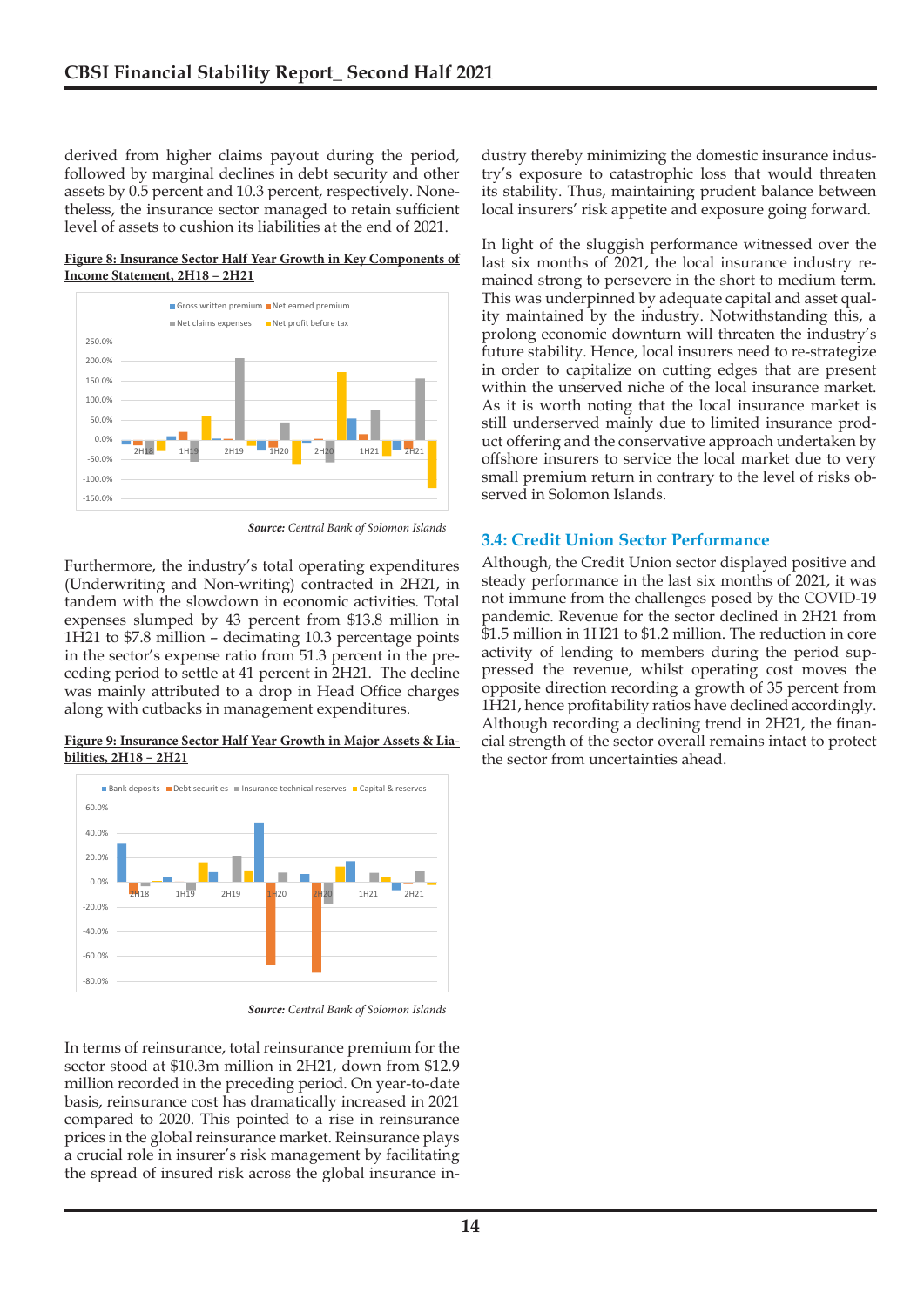derived from higher claims payout during the period, followed by marginal declines in debt security and other assets by 0.5 percent and 10.3 percent, respectively. Nonetheless, the insurance sector managed to retain sufficient level of assets to cushion its liabilities at the end of 2021.

**Figure 8: Insurance Sector Half Year Growth in Key Components of Income Statement, 2H18 – 2H21**

*Source: Central Bank of Solomon Islands*

Furthermore, the industry's total operating expenditures (Underwriting and Non-writing) contracted in 2H21, in tandem with the slowdown in economic activities. Total expenses slumped by 43 percent from $13.8 million in 1H21 to $7.8 million – decimating 10.3 percentage points in the sector's expense ratio from 51.3 percent in the preceding period to settle at 41 percent in 2H21. The decline was mainly attributed to a drop in Head Office charges along with cutbacks in management expenditures.

**Figure 9: Insurance Sector Half Year Growth in Major Assets & Liabilities, 2H18 – 2H21**

*Source: Central Bank of Solomon Islands*

In terms of reinsurance, total reinsurance premium for the sector stood at $10.3m million in 2H21, down from $12.9 million recorded in the preceding period. On year-to-date basis, reinsurance cost has dramatically increased in 2021 compared to 2020. This pointed to a rise in reinsurance prices in the global reinsurance market. Reinsurance plays a crucial role in insurer's risk management by facilitating the spread of insured risk across the global insurance industry thereby minimizing the domestic insurance industry's exposure to catastrophic loss that would threaten its stability. Thus, maintaining prudent balance between local insurers' risk appetite and exposure going forward.

In light of the sluggish performance witnessed over the last six months of 2021, the local insurance industry remained strong to persevere in the short to medium term. This was underpinned by adequate capital and asset quality maintained by the industry. Notwithstanding this, a prolong economic downturn will threaten the industry's future stability. Hence, local insurers need to re-strategize in order to capitalize on cutting edges that are present within the unserved niche of the local insurance market. As it is worth noting that the local insurance market is still underserved mainly due to limited insurance product offering and the conservative approach undertaken by offshore insurers to service the local market due to very small premium return in contrary to the level of risks observed in Solomon Islands.

### 3.4: Credit Union Sector Performance

Although, the Credit Union sector displayed positive and steady performance in the last six months of 2021, it was not immune from the challenges posed by the COVID-19 pandemic. Revenue for the sector declined in 2H21 from $1.5 million in 1H21 to $1.2 million. The reduction in core activity of lending to members during the period suppressed the revenue, whilst operating cost moves the opposite direction recording a growth of 35 percent from 1H21, hence profitability ratios have declined accordingly. Although recording a declining trend in 2H21, the financial strength of the sector overall remains intact to protect the sector from uncertainties ahead.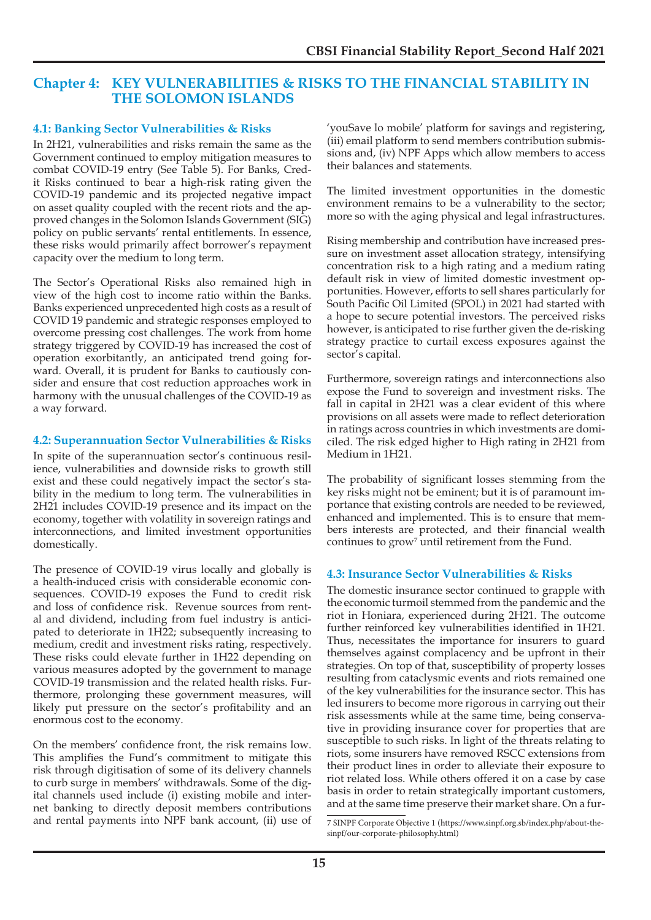# Chapter 4: KEY VULNERABILITIES & RISKS TO THE FINANCIAL STABILITY IN THE SOLOMON ISLANDS

## 4.1: Banking Sector Vulnerabilities & Risks

In 2H21, vulnerabilities and risks remain the same as the Government continued to employ mitigation measures to combat COVID-19 entry (See Table 5). For Banks, Credit Risks continued to bear a high-risk rating given the COVID-19 pandemic and its projected negative impact on asset quality coupled with the recent riots and the approved changes in the Solomon Islands Government (SIG) policy on public servants' rental entitlements. In essence, these risks would primarily affect borrower's repayment capacity over the medium to long term.

The Sector's Operational Risks also remained high in view of the high cost to income ratio within the Banks. Banks experienced unprecedented high costs as a result of COVID 19 pandemic and strategic responses employed to overcome pressing cost challenges. The work from home strategy triggered by COVID-19 has increased the cost of operation exorbitantly, an anticipated trend going forward. Overall, it is prudent for Banks to cautiously consider and ensure that cost reduction approaches work in harmony with the unusual challenges of the COVID-19 as a way forward.

## 4.2: Superannuation Sector Vulnerabilities & Risks

In spite of the superannuation sector's continuous resilience, vulnerabilities and downside risks to growth still exist and these could negatively impact the sector's stability in the medium to long term. The vulnerabilities in 2H21 includes COVID-19 presence and its impact on the economy, together with volatility in sovereign ratings and interconnections, and limited investment opportunities domestically.

The presence of COVID-19 virus locally and globally is a health-induced crisis with considerable economic consequences. COVID-19 exposes the Fund to credit risk and loss of confidence risk. Revenue sources from rental and dividend, including from fuel industry is anticipated to deteriorate in 1H22; subsequently increasing to medium, credit and investment risks rating, respectively. These risks could elevate further in 1H22 depending on various measures adopted by the government to manage COVID-19 transmission and the related health risks. Furthermore, prolonging these government measures, will likely put pressure on the sector's profitability and an enormous cost to the economy.

On the members' confidence front, the risk remains low. This amplifies the Fund's commitment to mitigate this risk through digitisation of some of its delivery channels to curb surge in members' withdrawals. Some of the digital channels used include (i) existing mobile and internet banking to directly deposit members contributions and rental payments into NPF bank account, (ii) use of 'youSave lo mobile' platform for savings and registering, (iii) email platform to send members contribution submissions and, (iv) NPF Apps which allow members to access their balances and statements.

The limited investment opportunities in the domestic environment remains to be a vulnerability to the sector; more so with the aging physical and legal infrastructures.

Rising membership and contribution have increased pressure on investment asset allocation strategy, intensifying concentration risk to a high rating and a medium rating default risk in view of limited domestic investment opportunities. However, efforts to sell shares particularly for South Pacific Oil Limited (SPOL) in 2021 had started with a hope to secure potential investors. The perceived risks however, is anticipated to rise further given the de-risking strategy practice to curtail excess exposures against the sector's capital.

Furthermore, sovereign ratings and interconnections also expose the Fund to sovereign and investment risks. The fall in capital in 2H21 was a clear evident of this where provisions on all assets were made to reflect deterioration in ratings across countries in which investments are domiciled. The risk edged higher to High rating in 2H21 from Medium in 1H21.

The probability of significant losses stemming from the key risks might not be eminent; but it is of paramount importance that existing controls are needed to be reviewed, enhanced and implemented. This is to ensure that members interests are protected, and their financial wealth continues to grow[7] until retirement from the Fund.

## 4.3: Insurance Sector Vulnerabilities & Risks

The domestic insurance sector continued to grapple with the economic turmoil stemmed from the pandemic and the riot in Honiara, experienced during 2H21. The outcome further reinforced key vulnerabilities identified in 1H21. Thus, necessitates the importance for insurers to guard themselves against complacency and be upfront in their strategies. On top of that, susceptibility of property losses resulting from cataclysmic events and riots remained one of the key vulnerabilities for the insurance sector. This has led insurers to become more rigorous in carrying out their risk assessments while at the same time, being conservative in providing insurance cover for properties that are susceptible to such risks. In light of the threats relating to riots, some insurers have removed RSCC extensions from their product lines in order to alleviate their exposure to riot related loss. While others offered it on a case by case basis in order to retain strategically important customers, and at the same time preserve their market share. On a fur-

7 SINPF Corporate Objective 1 (https://www.sinpf.org.sb/index.php/about-the-sinpf/our-corporate-philosophy.html)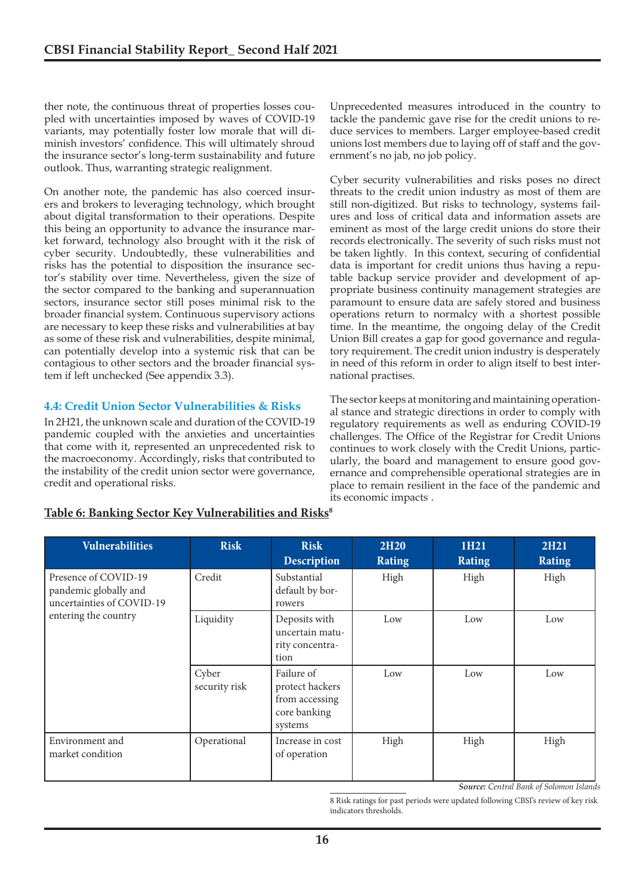ther note, the continuous threat of properties losses coupled with uncertainties imposed by waves of COVID-19 variants, may potentially foster low morale that will diminish investors' confidence. This will ultimately shroud the insurance sector's long-term sustainability and future outlook. Thus, warranting strategic realignment.

On another note, the pandemic has also coerced insurers and brokers to leveraging technology, which brought about digital transformation to their operations. Despite this being an opportunity to advance the insurance market forward, technology also brought with it the risk of cyber security. Undoubtedly, these vulnerabilities and risks has the potential to disposition the insurance sector's stability over time. Nevertheless, given the size of the sector compared to the banking and superannuation sectors, insurance sector still poses minimal risk to the broader financial system. Continuous supervisory actions are necessary to keep these risks and vulnerabilities at bay as some of these risk and vulnerabilities, despite minimal, can potentially develop into a systemic risk that can be contagious to other sectors and the broader financial system if left unchecked (See appendix 3.3).

### 4.4: Credit Union Sector Vulnerabilities & Risks

In 2H21, the unknown scale and duration of the COVID-19 pandemic coupled with the anxieties and uncertainties that come with it, represented an unprecedented risk to the macroeconomy. Accordingly, risks that contributed to the instability of the credit union sector were governance, credit and operational risks.

Unprecedented measures introduced in the country to tackle the pandemic gave rise for the credit unions to reduce services to members. Larger employee-based credit unions lost members due to laying off of staff and the government's no jab, no job policy.

Cyber security vulnerabilities and risks poses no direct threats to the credit union industry as most of them are still non-digitized. But risks to technology, systems failures and loss of critical data and information assets are eminent as most of the large credit unions do store their records electronically. The severity of such risks must not be taken lightly. In this context, securing of confidential data is important for credit unions thus having a reputable backup service provider and development of appropriate business continuity management strategies are paramount to ensure data are safely stored and business operations return to normalcy with a shortest possible time. In the meantime, the ongoing delay of the Credit Union Bill creates a gap for good governance and regulatory requirement. The credit union industry is desperately in need of this reform in order to align itself to best international practises.

The sector keeps at monitoring and maintaining operational stance and strategic directions in order to comply with regulatory requirements as well as enduring COVID-19 challenges. The Office of the Registrar for Credit Unions continues to work closely with the Credit Unions, particularly, the board and management to ensure good governance and comprehensible operational strategies are in place to remain resilient in the face of the pandemic and its economic impacts .

**Table 6: Banking Sector Key Vulnerabilities and Risks[8]**

| Vulnerabilities | Risk | Risk Description | 2H20 Rating | 1H21 Rating | 2H21 Rating |
|---|---|---|---|---|---|
| Presence of COVID-19 pandemic globally and uncertainties of COVID-19 entering the country | Credit | Substantial default by borrowers | High | High | High |
| | Liquidity | Deposits with uncertain maturity concentration | Low | Low | Low |
| | Cyber security risk | Failure of protect hackers from accessing core banking systems | Low | Low | Low |
| Environment and market condition | Operational | Increase in cost of operation | High | High | High |

***Source:*** *Central Bank of Solomon Islands*

8 Risk ratings for past periods were updated following CBSI's review of key risk indicators thresholds.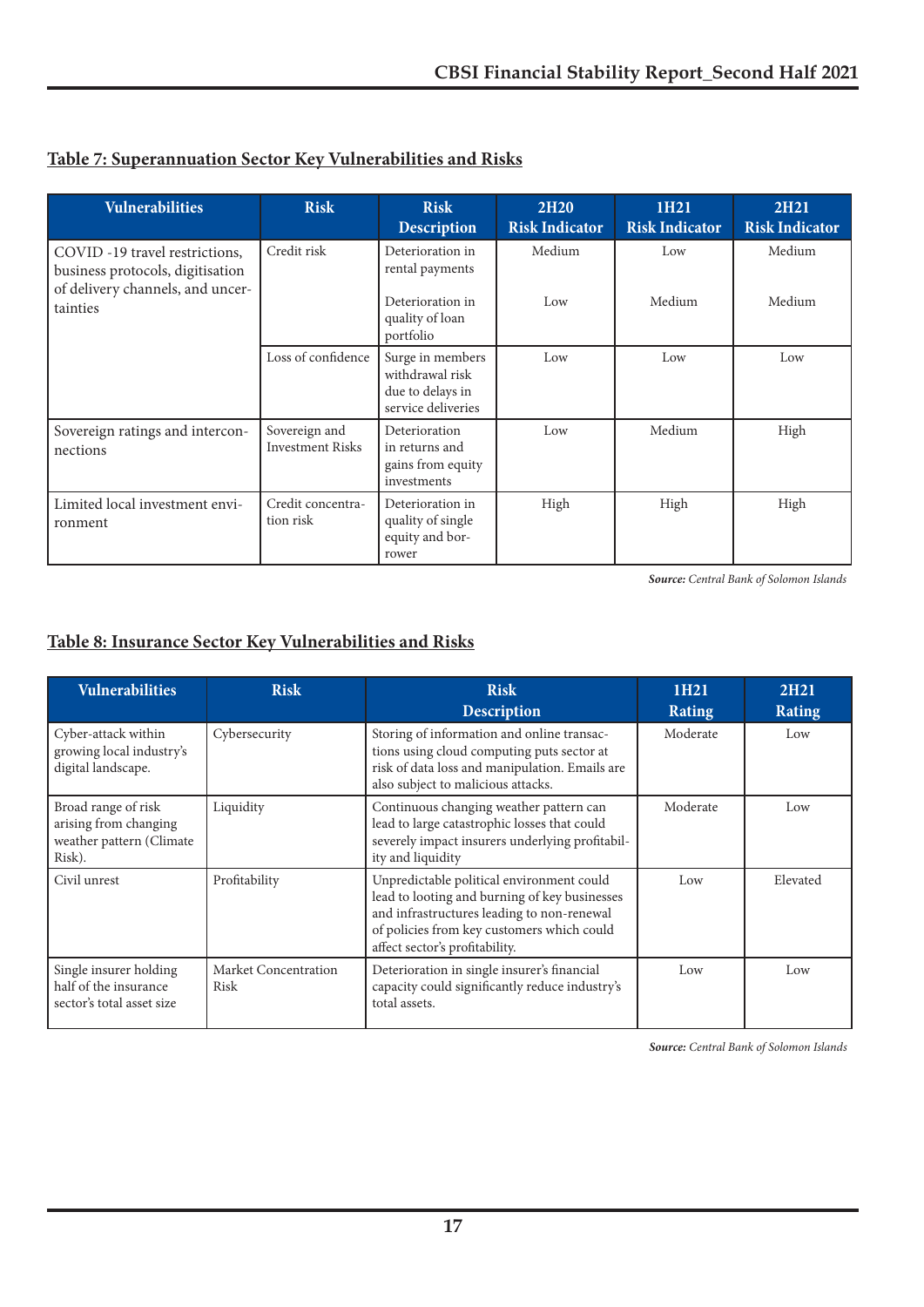## Table 7: Superannuation Sector Key Vulnerabilities and Risks

| Vulnerabilities | Risk | Risk Description | 2H20 Risk Indicator | 1H21 Risk Indicator | 2H21 Risk Indicator |
|---|---|---|---|---|---|
| COVID -19 travel restrictions, business protocols, digitisation of delivery channels, and uncertainties | Credit risk | Deterioration in rental payments | Medium | Low | Medium |
| | | Deterioration in quality of loan portfolio | Low | Medium | Medium |
| | Loss of confidence | Surge in members withdrawal risk due to delays in service deliveries | Low | Low | Low |
| Sovereign ratings and interconnections | Sovereign and Investment Risks | Deterioration in returns and gains from equity investments | Low | Medium | High |
| Limited local investment environment | Credit concentration risk | Deterioration in quality of single equity and borrower | High | High | High |

***Source:*** *Central Bank of Solomon Islands*

## Table 8: Insurance Sector Key Vulnerabilities and Risks

| Vulnerabilities | Risk | Risk Description | 1H21 Rating | 2H21 Rating |
|---|---|---|---|---|
| Cyber-attack within growing local industry's digital landscape. | Cybersecurity | Storing of information and online transactions using cloud computing puts sector at risk of data loss and manipulation. Emails are also subject to malicious attacks. | Moderate | Low |
| Broad range of risk arising from changing weather pattern (Climate Risk). | Liquidity | Continuous changing weather pattern can lead to large catastrophic losses that could severely impact insurers underlying profitability and liquidity | Moderate | Low |
| Civil unrest | Profitability | Unpredictable political environment could lead to looting and burning of key businesses and infrastructures leading to non-renewal of policies from key customers which could affect sector's profitability. | Low | Elevated |
| Single insurer holding half of the insurance sector's total asset size | Market Concentration Risk | Deterioration in single insurer's financial capacity could significantly reduce industry's total assets. | Low | Low |

***Source:*** *Central Bank of Solomon Islands*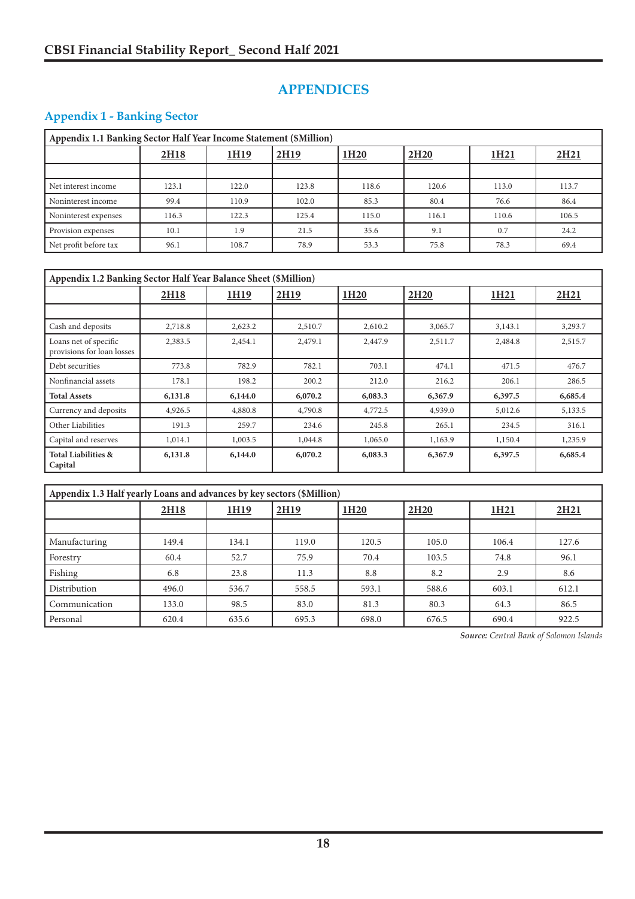# APPENDICES

## Appendix 1 - Banking Sector

| Appendix 1.1 Banking Sector Half Year Income Statement ($Million) | 2H18 | 1H19 | 2H19 | 1H20 | 2H20 | 1H21 | 2H21 |
|---|---|---|---|---|---|---|---|
| Net interest income | 123.1 | 122.0 | 123.8 | 118.6 | 120.6 | 113.0 | 113.7 |
| Noninterest income | 99.4 | 110.9 | 102.0 | 85.3 | 80.4 | 76.6 | 86.4 |
| Noninterest expenses | 116.3 | 122.3 | 125.4 | 115.0 | 116.1 | 110.6 | 106.5 |
| Provision expenses | 10.1 | 1.9 | 21.5 | 35.6 | 9.1 | 0.7 | 24.2 |
| Net profit before tax | 96.1 | 108.7 | 78.9 | 53.3 | 75.8 | 78.3 | 69.4 |

| Appendix 1.2 Banking Sector Half Year Balance Sheet ($Million) | 2H18 | 1H19 | 2H19 | 1H20 | 2H20 | 1H21 | 2H21 |
|---|---|---|---|---|---|---|---|
| Cash and deposits | 2,718.8 | 2,623.2 | 2,510.7 | 2,610.2 | 3,065.7 | 3,143.1 | 3,293.7 |
| Loans net of specific provisions for loan losses | 2,383.5 | 2,454.1 | 2,479.1 | 2,447.9 | 2,511.7 | 2,484.8 | 2,515.7 |
| Debt securities | 773.8 | 782.9 | 782.1 | 703.1 | 474.1 | 471.5 | 476.7 |
| Nonfinancial assets | 178.1 | 198.2 | 200.2 | 212.0 | 216.2 | 206.1 | 286.5 |
| **Total Assets** | **6,131.8** | **6,144.0** | **6,070.2** | **6,083.3** | **6,367.9** | **6,397.5** | **6,685.4** |
| Currency and deposits | 4,926.5 | 4,880.8 | 4,790.8 | 4,772.5 | 4,939.0 | 5,012.6 | 5,133.5 |
| Other Liabilities | 191.3 | 259.7 | 234.6 | 245.8 | 265.1 | 234.5 | 316.1 |
| Capital and reserves | 1,014.1 | 1,003.5 | 1,044.8 | 1,065.0 | 1,163.9 | 1,150.4 | 1,235.9 |
| **Total Liabilities & Capital** | **6,131.8** | **6,144.0** | **6,070.2** | **6,083.3** | **6,367.9** | **6,397.5** | **6,685.4** |

| Appendix 1.3 Half yearly Loans and advances by key sectors ($Million) | 2H18 | 1H19 | 2H19 | 1H20 | 2H20 | 1H21 | 2H21 |
|---|---|---|---|---|---|---|---|
| Manufacturing | 149.4 | 134.1 | 119.0 | 120.5 | 105.0 | 106.4 | 127.6 |
| Forestry | 60.4 | 52.7 | 75.9 | 70.4 | 103.5 | 74.8 | 96.1 |
| Fishing | 6.8 | 23.8 | 11.3 | 8.8 | 8.2 | 2.9 | 8.6 |
| Distribution | 496.0 | 536.7 | 558.5 | 593.1 | 588.6 | 603.1 | 612.1 |
| Communication | 133.0 | 98.5 | 83.0 | 81.3 | 80.3 | 64.3 | 86.5 |
| Personal | 620.4 | 635.6 | 695.3 | 698.0 | 676.5 | 690.4 | 922.5 |

***Source:*** *Central Bank of Solomon Islands*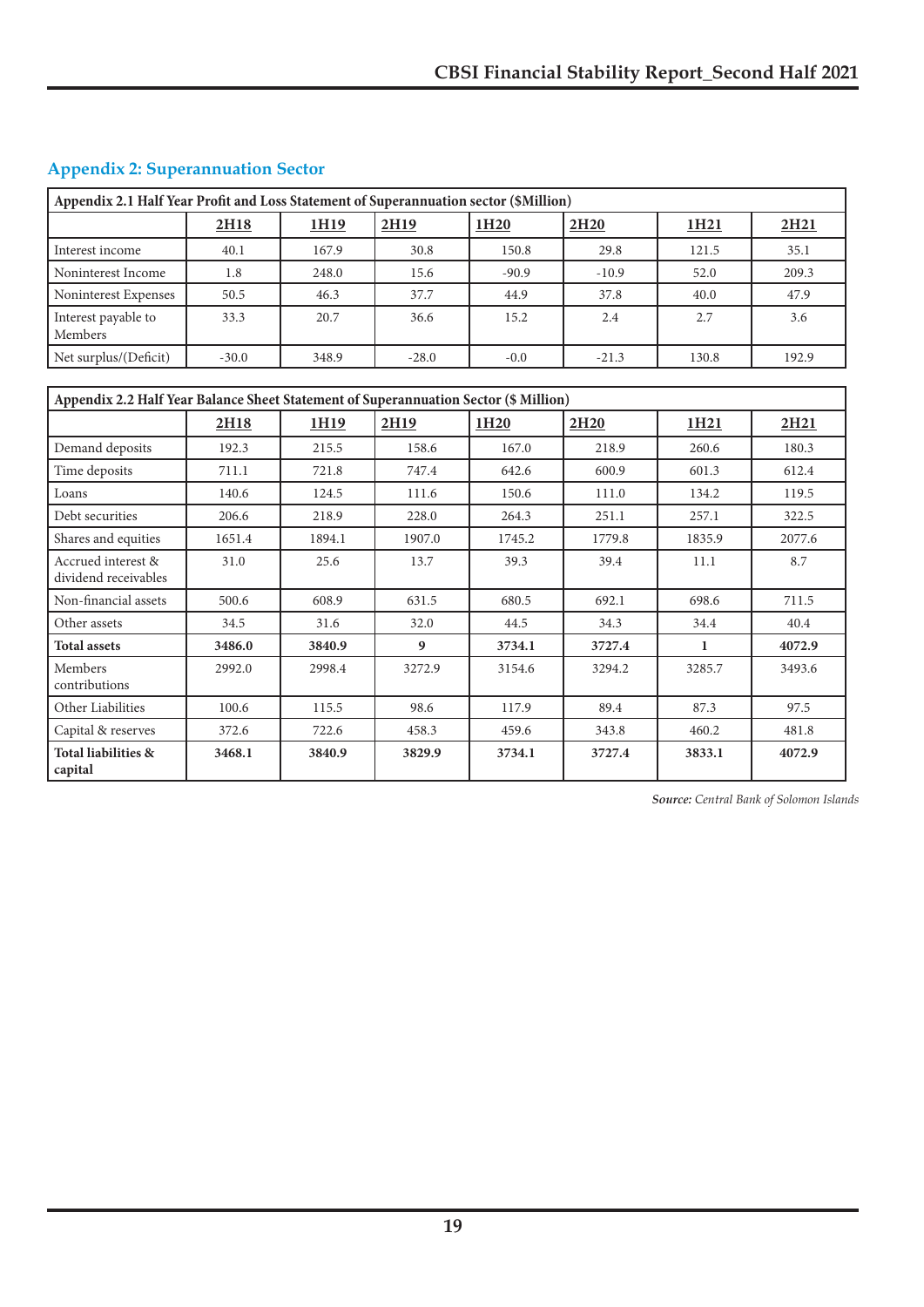## Appendix 2: Superannuation Sector

| Appendix 2.1 Half Year Profit and Loss Statement of Superannuation sector ($Million) | | | | | | | |
|---|---|---|---|---|---|---|---|
| | 2H18 | 1H19 | 2H19 | 1H20 | 2H20 | 1H21 | 2H21 |
| Interest income | 40.1 | 167.9 | 30.8 | 150.8 | 29.8 | 121.5 | 35.1 |
| Noninterest Income | 1.8 | 248.0 | 15.6 | -90.9 | -10.9 | 52.0 | 209.3 |
| Noninterest Expenses | 50.5 | 46.3 | 37.7 | 44.9 | 37.8 | 40.0 | 47.9 |
| Interest payable to Members | 33.3 | 20.7 | 36.6 | 15.2 | 2.4 | 2.7 | 3.6 |
| Net surplus/(Deficit) | -30.0 | 348.9 | -28.0 | -0.0 | -21.3 | 130.8 | 192.9 |

| Appendix 2.2 Half Year Balance Sheet Statement of Superannuation Sector ($ Million) | | | | | | | |
|---|---|---|---|---|---|---|---|
| | 2H18 | 1H19 | 2H19 | 1H20 | 2H20 | 1H21 | 2H21 |
| Demand deposits | 192.3 | 215.5 | 158.6 | 167.0 | 218.9 | 260.6 | 180.3 |
| Time deposits | 711.1 | 721.8 | 747.4 | 642.6 | 600.9 | 601.3 | 612.4 |
| Loans | 140.6 | 124.5 | 111.6 | 150.6 | 111.0 | 134.2 | 119.5 |
| Debt securities | 206.6 | 218.9 | 228.0 | 264.3 | 251.1 | 257.1 | 322.5 |
| Shares and equities | 1651.4 | 1894.1 | 1907.0 | 1745.2 | 1779.8 | 1835.9 | 2077.6 |
| Accrued interest & dividend receivables | 31.0 | 25.6 | 13.7 | 39.3 | 39.4 | 11.1 | 8.7 |
| Non-financial assets | 500.6 | 608.9 | 631.5 | 680.5 | 692.1 | 698.6 | 711.5 |
| Other assets | 34.5 | 31.6 | 32.0 | 44.5 | 34.3 | 34.4 | 40.4 |
| **Total assets** | **3486.0** | **3840.9** | **9** | **3734.1** | **3727.4** | **1** | **4072.9** |
| Members contributions | 2992.0 | 2998.4 | 3272.9 | 3154.6 | 3294.2 | 3285.7 | 3493.6 |
| Other Liabilities | 100.6 | 115.5 | 98.6 | 117.9 | 89.4 | 87.3 | 97.5 |
| Capital & reserves | 372.6 | 722.6 | 458.3 | 459.6 | 343.8 | 460.2 | 481.8 |
| **Total liabilities & capital** | **3468.1** | **3840.9** | **3829.9** | **3734.1** | **3727.4** | **3833.1** | **4072.9** |

***Source:*** *Central Bank of Solomon Islands*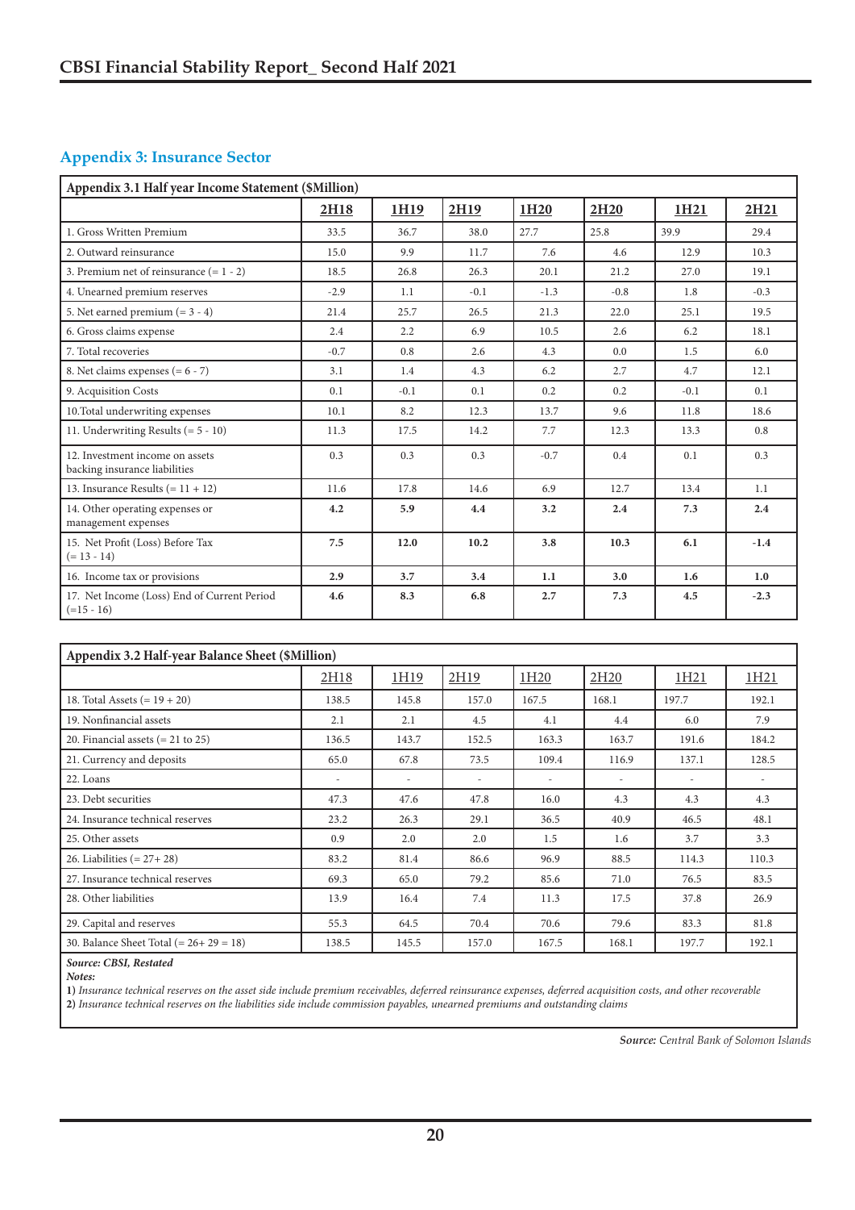## Appendix 3: Insurance Sector

| Appendix 3.1 Half year Income Statement ($Million) | | | | | | | |
|---|---|---|---|---|---|---|---|
| | 2H18 | 1H19 | 2H19 | 1H20 | 2H20 | 1H21 | 2H21 |
| 1. Gross Written Premium | 33.5 | 36.7 | 38.0 | 27.7 | 25.8 | 39.9 | 29.4 |
| 2. Outward reinsurance | 15.0 | 9.9 | 11.7 | 7.6 | 4.6 | 12.9 | 10.3 |
| 3. Premium net of reinsurance (= 1 - 2) | 18.5 | 26.8 | 26.3 | 20.1 | 21.2 | 27.0 | 19.1 |
| 4. Unearned premium reserves | -2.9 | 1.1 | -0.1 | -1.3 | -0.8 | 1.8 | -0.3 |
| 5. Net earned premium (= 3 - 4) | 21.4 | 25.7 | 26.5 | 21.3 | 22.0 | 25.1 | 19.5 |
| 6. Gross claims expense | 2.4 | 2.2 | 6.9 | 10.5 | 2.6 | 6.2 | 18.1 |
| 7. Total recoveries | -0.7 | 0.8 | 2.6 | 4.3 | 0.0 | 1.5 | 6.0 |
| 8. Net claims expenses (= 6 - 7) | 3.1 | 1.4 | 4.3 | 6.2 | 2.7 | 4.7 | 12.1 |
| 9. Acquisition Costs | 0.1 | -0.1 | 0.1 | 0.2 | 0.2 | -0.1 | 0.1 |
| 10.Total underwriting expenses | 10.1 | 8.2 | 12.3 | 13.7 | 9.6 | 11.8 | 18.6 |
| 11. Underwriting Results (= 5 - 10) | 11.3 | 17.5 | 14.2 | 7.7 | 12.3 | 13.3 | 0.8 |
| 12. Investment income on assets backing insurance liabilities | 0.3 | 0.3 | 0.3 | -0.7 | 0.4 | 0.1 | 0.3 |
| 13. Insurance Results (= 11 + 12) | 11.6 | 17.8 | 14.6 | 6.9 | 12.7 | 13.4 | 1.1 |
| 14. Other operating expenses or management expenses | **4.2** | **5.9** | **4.4** | **3.2** | **2.4** | **7.3** | **2.4** |
| 15. Net Profit (Loss) Before Tax (= 13 - 14) | **7.5** | **12.0** | **10.2** | **3.8** | **10.3** | **6.1** | **-1.4** |
| 16. Income tax or provisions | **2.9** | **3.7** | **3.4** | **1.1** | **3.0** | **1.6** | **1.0** |
| 17. Net Income (Loss) End of Current Period (=15 - 16) | **4.6** | **8.3** | **6.8** | **2.7** | **7.3** | **4.5** | **-2.3** |

| Appendix 3.2 Half-year Balance Sheet ($Million) | | | | | | | |
|---|---|---|---|---|---|---|---|
| | 2H18 | 1H19 | 2H19 | 1H20 | 2H20 | 1H21 | 1H21 |
| 18. Total Assets (= 19 + 20) | 138.5 | 145.8 | 157.0 | 167.5 | 168.1 | 197.7 | 192.1 |
| 19. Nonfinancial assets | 2.1 | 2.1 | 4.5 | 4.1 | 4.4 | 6.0 | 7.9 |
| 20. Financial assets (= 21 to 25) | 136.5 | 143.7 | 152.5 | 163.3 | 163.7 | 191.6 | 184.2 |
| 21. Currency and deposits | 65.0 | 67.8 | 73.5 | 109.4 | 116.9 | 137.1 | 128.5 |
| 22. Loans | - | - | - | - | - | - | - |
| 23. Debt securities | 47.3 | 47.6 | 47.8 | 16.0 | 4.3 | 4.3 | 4.3 |
| 24. Insurance technical reserves | 23.2 | 26.3 | 29.1 | 36.5 | 40.9 | 46.5 | 48.1 |
| 25. Other assets | 0.9 | 2.0 | 2.0 | 1.5 | 1.6 | 3.7 | 3.3 |
| 26. Liabilities (= 27+ 28) | 83.2 | 81.4 | 86.6 | 96.9 | 88.5 | 114.3 | 110.3 |
| 27. Insurance technical reserves | 69.3 | 65.0 | 79.2 | 85.6 | 71.0 | 76.5 | 83.5 |
| 28. Other liabilities | 13.9 | 16.4 | 7.4 | 11.3 | 17.5 | 37.8 | 26.9 |
| 29. Capital and reserves | 55.3 | 64.5 | 70.4 | 70.6 | 79.6 | 83.3 | 81.8 |
| 30. Balance Sheet Total (= 26+ 29 = 18) | 138.5 | 145.5 | 157.0 | 167.5 | 168.1 | 197.7 | 192.1 |

***Source: CBSI, Restated***

***Notes:***

**1)** *Insurance technical reserves on the asset side include premium receivables, deferred reinsurance expenses, deferred acquisition costs, and other recoverable*

**2)** *Insurance technical reserves on the liabilities side include commission payables, unearned premiums and outstanding claims*

***Source:*** *Central Bank of Solomon Islands*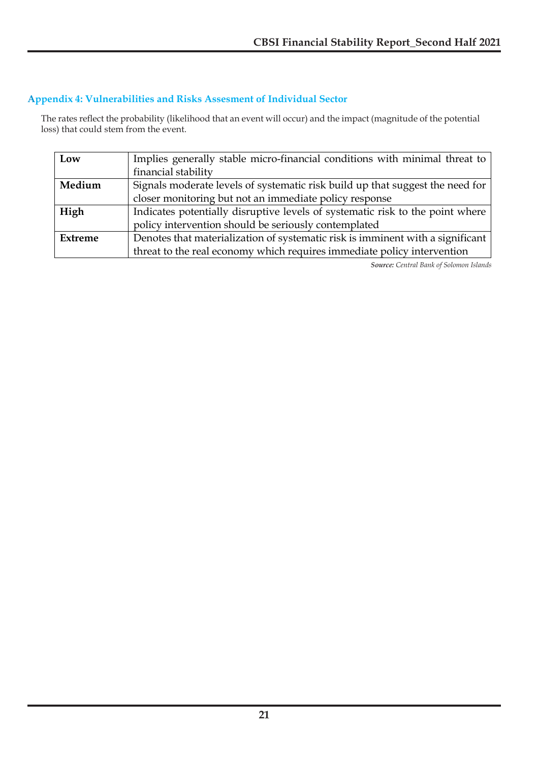## Appendix 4: Vulnerabilities and Risks Assesment of Individual Sector

The rates reflect the probability (likelihood that an event will occur) and the impact (magnitude of the potential loss) that could stem from the event.

| | |
|---|---|
| **Low** | Implies generally stable micro-financial conditions with minimal threat to financial stability |
| **Medium** | Signals moderate levels of systematic risk build up that suggest the need for closer monitoring but not an immediate policy response |
| **High** | Indicates potentially disruptive levels of systematic risk to the point where policy intervention should be seriously contemplated |
| **Extreme** | Denotes that materialization of systematic risk is imminent with a significant threat to the real economy which requires immediate policy intervention |

***Source:*** *Central Bank of Solomon Islands*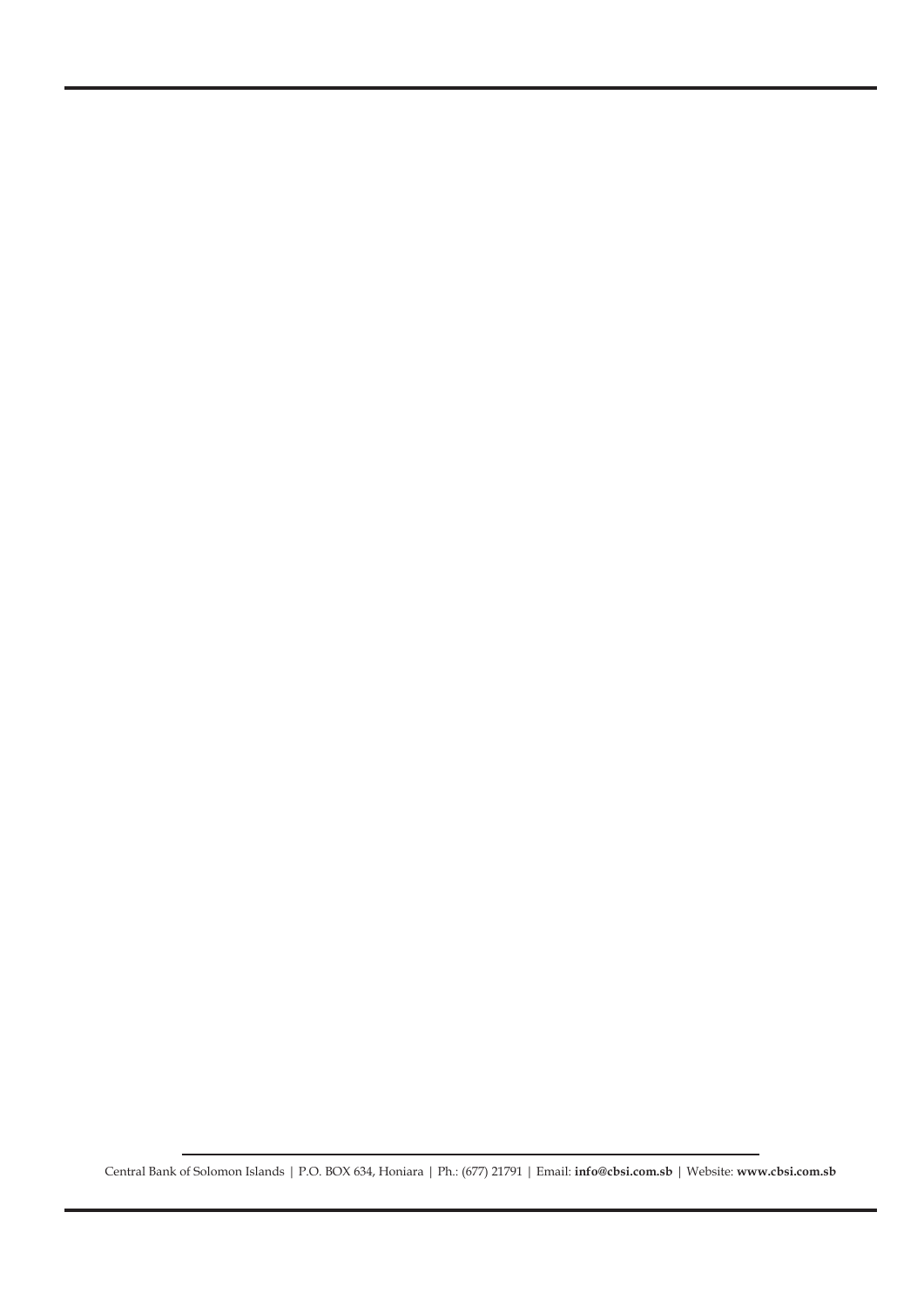Central Bank of Solomon Islands | P.O. BOX 634, Honiara | Ph.: (677) 21791 | Email: **info@cbsi.com.sb** | Website: **www.cbsi.com.sb**